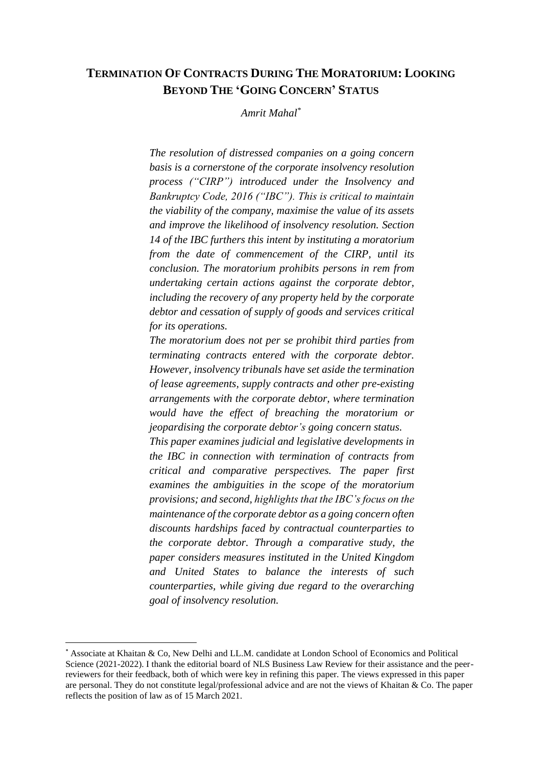# TERMINATION OF CONTRACTS DURING THE MORATORIUM: LOOKING BEYOND THE 'GOING CONCERN' STATUS

*Amrit Mahal*[*]

*The resolution of distressed companies on a going concern basis is a cornerstone of the corporate insolvency resolution process ("CIRP") introduced under the Insolvency and Bankruptcy Code, 2016 ("IBC"). This is critical to maintain the viability of the company, maximise the value of its assets and improve the likelihood of insolvency resolution. Section 14 of the IBC furthers this intent by instituting a moratorium from the date of commencement of the CIRP, until its conclusion. The moratorium prohibits persons in rem from undertaking certain actions against the corporate debtor, including the recovery of any property held by the corporate debtor and cessation of supply of goods and services critical for its operations.*

*The moratorium does not per se prohibit third parties from terminating contracts entered with the corporate debtor. However, insolvency tribunals have set aside the termination of lease agreements, supply contracts and other pre-existing arrangements with the corporate debtor, where termination would have the effect of breaching the moratorium or jeopardising the corporate debtor's going concern status.*

*This paper examines judicial and legislative developments in the IBC in connection with termination of contracts from critical and comparative perspectives. The paper first examines the ambiguities in the scope of the moratorium provisions; and second, highlights that the IBC's focus on the maintenance of the corporate debtor as a going concern often discounts hardships faced by contractual counterparties to the corporate debtor. Through a comparative study, the paper considers measures instituted in the United Kingdom and United States to balance the interests of such counterparties, while giving due regard to the overarching goal of insolvency resolution.*

---

[*] Associate at Khaitan & Co, New Delhi and LL.M. candidate at London School of Economics and Political Science (2021-2022). I thank the editorial board of NLS Business Law Review for their assistance and the peer-reviewers for their feedback, both of which were key in refining this paper. The views expressed in this paper are personal. They do not constitute legal/professional advice and are not the views of Khaitan & Co. The paper reflects the position of law as of 15 March 2021.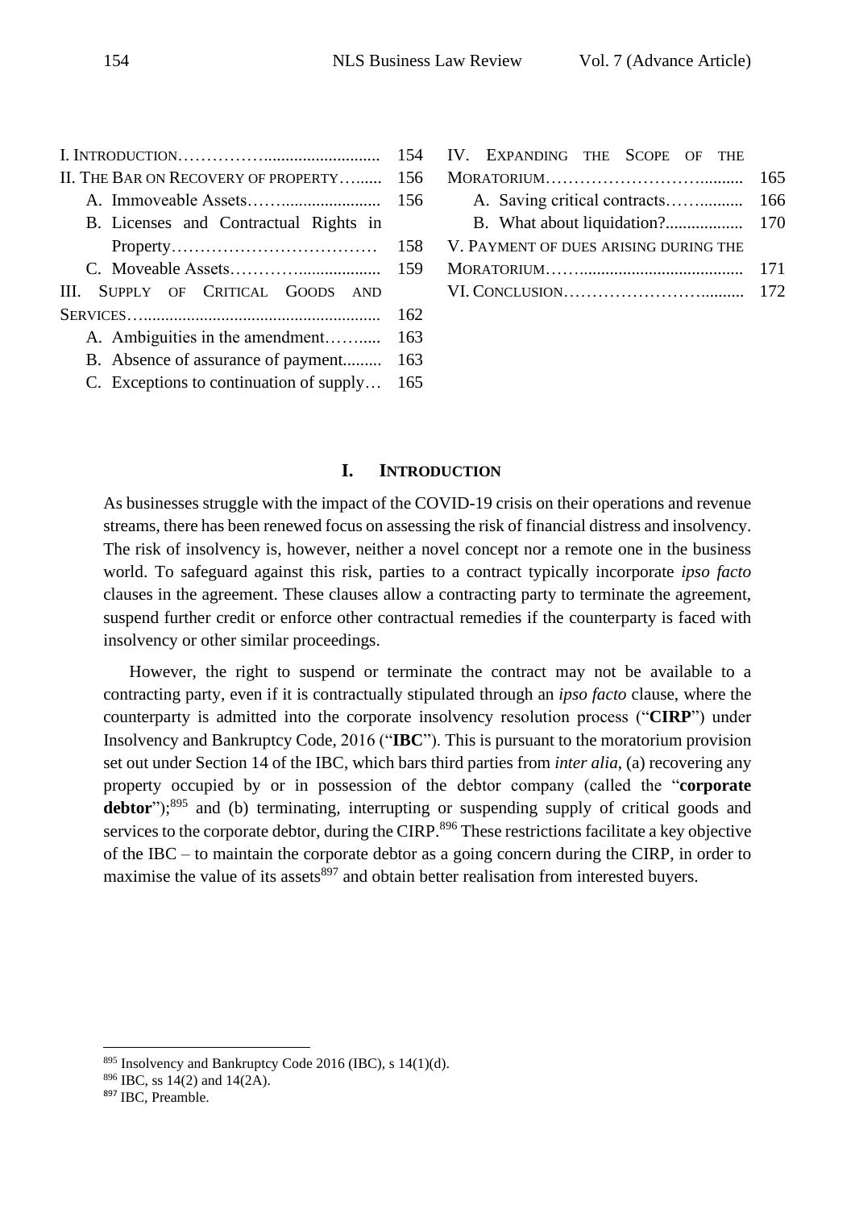| | |
|---|---|
| I. Introduction | 154 |
| II. The Bar on Recovery of property | 156 |
| A. Immoveable Assets | 156 |
| B. Licenses and Contractual Rights in Property | 158 |
| C. Moveable Assets | 159 |
| III. Supply of Critical Goods and Services | 162 |
| A. Ambiguities in the amendment | 163 |
| B. Absence of assurance of payment | 163 |
| C. Exceptions to continuation of supply | 165 |
| IV. Expanding the Scope of the Moratorium | 165 |
| A. Saving critical contracts | 166 |
| B. What about liquidation? | 170 |
| V. Payment of dues arising during the Moratorium | 171 |
| VI. Conclusion | 172 |

## I. INTRODUCTION

As businesses struggle with the impact of the COVID-19 crisis on their operations and revenue streams, there has been renewed focus on assessing the risk of financial distress and insolvency. The risk of insolvency is, however, neither a novel concept nor a remote one in the business world. To safeguard against this risk, parties to a contract typically incorporate *ipso facto* clauses in the agreement. These clauses allow a contracting party to terminate the agreement, suspend further credit or enforce other contractual remedies if the counterparty is faced with insolvency or other similar proceedings.

However, the right to suspend or terminate the contract may not be available to a contracting party, even if it is contractually stipulated through an *ipso facto* clause, where the counterparty is admitted into the corporate insolvency resolution process ("**CIRP**") under Insolvency and Bankruptcy Code, 2016 ("**IBC**"). This is pursuant to the moratorium provision set out under Section 14 of the IBC, which bars third parties from *inter alia*, (a) recovering any property occupied by or in possession of the debtor company (called the "**corporate debtor**");[895] and (b) terminating, interrupting or suspending supply of critical goods and services to the corporate debtor, during the CIRP.[896] These restrictions facilitate a key objective of the IBC – to maintain the corporate debtor as a going concern during the CIRP, in order to maximise the value of its assets[897] and obtain better realisation from interested buyers.

---

[895] Insolvency and Bankruptcy Code 2016 (IBC), s 14(1)(d).

[896] IBC, ss 14(2) and 14(2A).

[897] IBC, Preamble.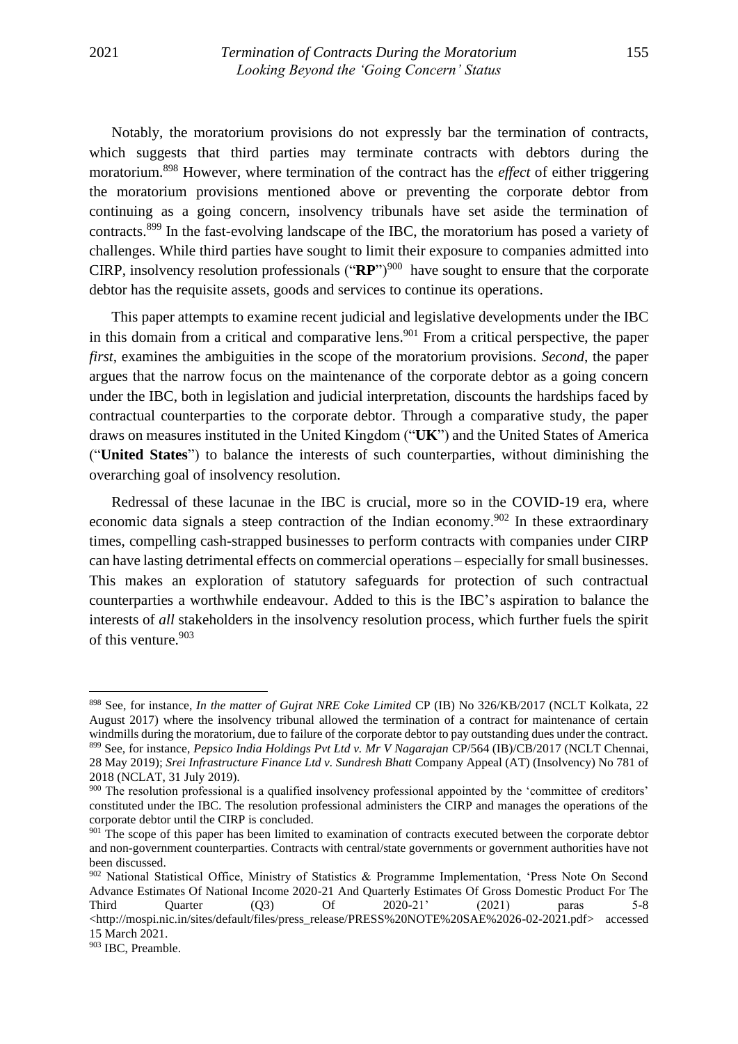Notably, the moratorium provisions do not expressly bar the termination of contracts, which suggests that third parties may terminate contracts with debtors during the moratorium.[898] However, where termination of the contract has the *effect* of either triggering the moratorium provisions mentioned above or preventing the corporate debtor from continuing as a going concern, insolvency tribunals have set aside the termination of contracts.[899] In the fast-evolving landscape of the IBC, the moratorium has posed a variety of challenges. While third parties have sought to limit their exposure to companies admitted into CIRP, insolvency resolution professionals ("**RP**")[900] have sought to ensure that the corporate debtor has the requisite assets, goods and services to continue its operations.

This paper attempts to examine recent judicial and legislative developments under the IBC in this domain from a critical and comparative lens.[901] From a critical perspective, the paper *first*, examines the ambiguities in the scope of the moratorium provisions. *Second*, the paper argues that the narrow focus on the maintenance of the corporate debtor as a going concern under the IBC, both in legislation and judicial interpretation, discounts the hardships faced by contractual counterparties to the corporate debtor. Through a comparative study, the paper draws on measures instituted in the United Kingdom ("**UK**") and the United States of America ("**United States**") to balance the interests of such counterparties, without diminishing the overarching goal of insolvency resolution.

Redressal of these lacunae in the IBC is crucial, more so in the COVID-19 era, where economic data signals a steep contraction of the Indian economy.[902] In these extraordinary times, compelling cash-strapped businesses to perform contracts with companies under CIRP can have lasting detrimental effects on commercial operations – especially for small businesses. This makes an exploration of statutory safeguards for protection of such contractual counterparties a worthwhile endeavour. Added to this is the IBC's aspiration to balance the interests of *all* stakeholders in the insolvency resolution process, which further fuels the spirit of this venture.[903]

---

[898] See, for instance, *In the matter of Gujrat NRE Coke Limited* CP (IB) No 326/KB/2017 (NCLT Kolkata, 22 August 2017) where the insolvency tribunal allowed the termination of a contract for maintenance of certain windmills during the moratorium, due to failure of the corporate debtor to pay outstanding dues under the contract.

[899] See, for instance, *Pepsico India Holdings Pvt Ltd v. Mr V Nagarajan* CP/564 (IB)/CB/2017 (NCLT Chennai, 28 May 2019); *Srei Infrastructure Finance Ltd v. Sundresh Bhatt* Company Appeal (AT) (Insolvency) No 781 of 2018 (NCLAT, 31 July 2019).

[900] The resolution professional is a qualified insolvency professional appointed by the 'committee of creditors' constituted under the IBC. The resolution professional administers the CIRP and manages the operations of the corporate debtor until the CIRP is concluded.

[901] The scope of this paper has been limited to examination of contracts executed between the corporate debtor and non-government counterparties. Contracts with central/state governments or government authorities have not been discussed.

[902] National Statistical Office, Ministry of Statistics & Programme Implementation, 'Press Note On Second Advance Estimates Of National Income 2020-21 And Quarterly Estimates Of Gross Domestic Product For The Third Quarter (Q3) Of 2020-21' (2021) paras 5-8 <http://mospi.nic.in/sites/default/files/press_release/PRESS%20NOTE%20SAE%2026-02-2021.pdf> accessed 15 March 2021.

[903] IBC, Preamble.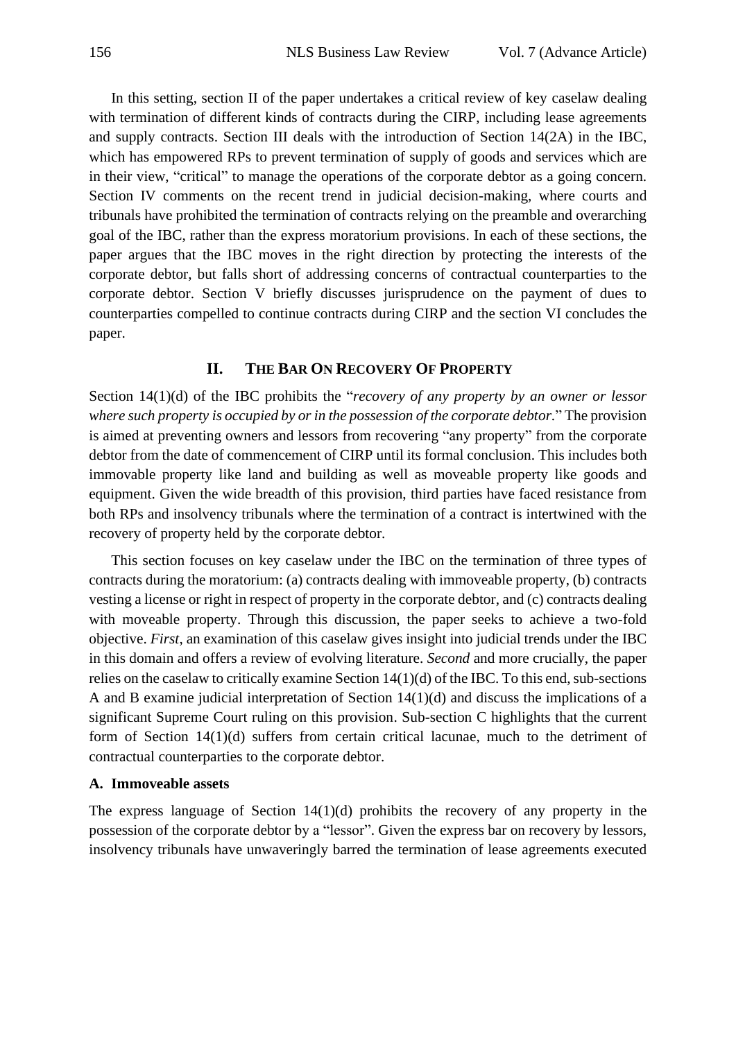In this setting, section II of the paper undertakes a critical review of key caselaw dealing with termination of different kinds of contracts during the CIRP, including lease agreements and supply contracts. Section III deals with the introduction of Section 14(2A) in the IBC, which has empowered RPs to prevent termination of supply of goods and services which are in their view, "critical" to manage the operations of the corporate debtor as a going concern. Section IV comments on the recent trend in judicial decision-making, where courts and tribunals have prohibited the termination of contracts relying on the preamble and overarching goal of the IBC, rather than the express moratorium provisions. In each of these sections, the paper argues that the IBC moves in the right direction by protecting the interests of the corporate debtor, but falls short of addressing concerns of contractual counterparties to the corporate debtor. Section V briefly discusses jurisprudence on the payment of dues to counterparties compelled to continue contracts during CIRP and the section VI concludes the paper.

## II. The Bar On Recovery Of Property

Section 14(1)(d) of the IBC prohibits the "*recovery of any property by an owner or lessor where such property is occupied by or in the possession of the corporate debtor.*" The provision is aimed at preventing owners and lessors from recovering "any property" from the corporate debtor from the date of commencement of CIRP until its formal conclusion. This includes both immovable property like land and building as well as moveable property like goods and equipment. Given the wide breadth of this provision, third parties have faced resistance from both RPs and insolvency tribunals where the termination of a contract is intertwined with the recovery of property held by the corporate debtor.

This section focuses on key caselaw under the IBC on the termination of three types of contracts during the moratorium: (a) contracts dealing with immoveable property, (b) contracts vesting a license or right in respect of property in the corporate debtor, and (c) contracts dealing with moveable property. Through this discussion, the paper seeks to achieve a two-fold objective. *First*, an examination of this caselaw gives insight into judicial trends under the IBC in this domain and offers a review of evolving literature. *Second* and more crucially, the paper relies on the caselaw to critically examine Section 14(1)(d) of the IBC. To this end, sub-sections A and B examine judicial interpretation of Section 14(1)(d) and discuss the implications of a significant Supreme Court ruling on this provision. Sub-section C highlights that the current form of Section 14(1)(d) suffers from certain critical lacunae, much to the detriment of contractual counterparties to the corporate debtor.

### A. Immoveable assets

The express language of Section 14(1)(d) prohibits the recovery of any property in the possession of the corporate debtor by a "lessor". Given the express bar on recovery by lessors, insolvency tribunals have unwaveringly barred the termination of lease agreements executed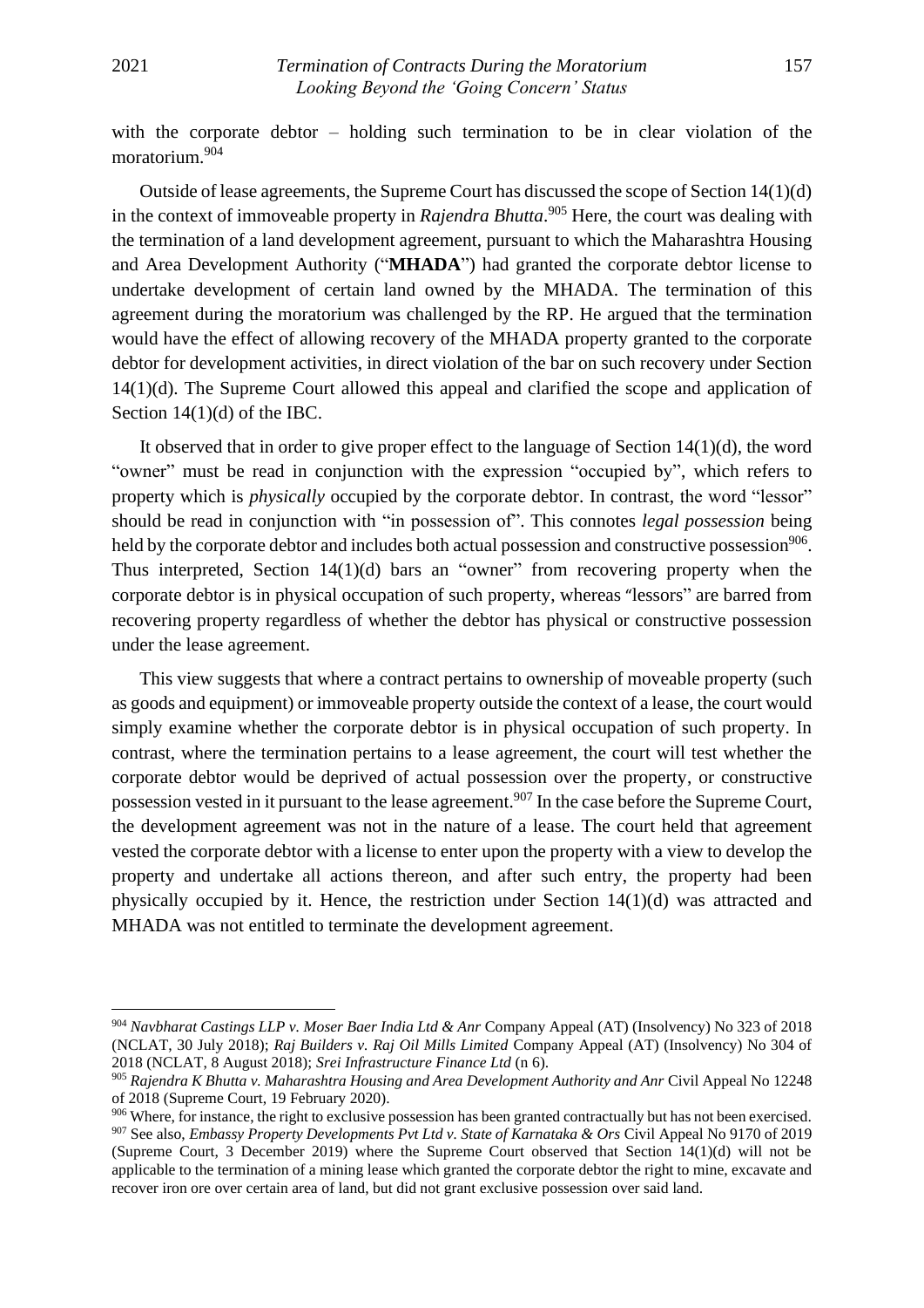with the corporate debtor – holding such termination to be in clear violation of the moratorium.[904]

Outside of lease agreements, the Supreme Court has discussed the scope of Section 14(1)(d) in the context of immoveable property in *Rajendra Bhutta*.[905] Here, the court was dealing with the termination of a land development agreement, pursuant to which the Maharashtra Housing and Area Development Authority ("**MHADA**") had granted the corporate debtor license to undertake development of certain land owned by the MHADA. The termination of this agreement during the moratorium was challenged by the RP. He argued that the termination would have the effect of allowing recovery of the MHADA property granted to the corporate debtor for development activities, in direct violation of the bar on such recovery under Section 14(1)(d). The Supreme Court allowed this appeal and clarified the scope and application of Section 14(1)(d) of the IBC.

It observed that in order to give proper effect to the language of Section 14(1)(d), the word "owner" must be read in conjunction with the expression "occupied by", which refers to property which is *physically* occupied by the corporate debtor. In contrast, the word "lessor" should be read in conjunction with "in possession of". This connotes *legal possession* being held by the corporate debtor and includes both actual possession and constructive possession[906]. Thus interpreted, Section 14(1)(d) bars an "owner" from recovering property when the corporate debtor is in physical occupation of such property, whereas "lessors" are barred from recovering property regardless of whether the debtor has physical or constructive possession under the lease agreement.

This view suggests that where a contract pertains to ownership of moveable property (such as goods and equipment) or immoveable property outside the context of a lease, the court would simply examine whether the corporate debtor is in physical occupation of such property. In contrast, where the termination pertains to a lease agreement, the court will test whether the corporate debtor would be deprived of actual possession over the property, or constructive possession vested in it pursuant to the lease agreement.[907] In the case before the Supreme Court, the development agreement was not in the nature of a lease. The court held that agreement vested the corporate debtor with a license to enter upon the property with a view to develop the property and undertake all actions thereon, and after such entry, the property had been physically occupied by it. Hence, the restriction under Section 14(1)(d) was attracted and MHADA was not entitled to terminate the development agreement.

---

[904] *Navbharat Castings LLP v. Moser Baer India Ltd & Anr* Company Appeal (AT) (Insolvency) No 323 of 2018 (NCLAT, 30 July 2018); *Raj Builders v. Raj Oil Mills Limited* Company Appeal (AT) (Insolvency) No 304 of 2018 (NCLAT, 8 August 2018); *Srei Infrastructure Finance Ltd* (n 6).

[905] *Rajendra K Bhutta v. Maharashtra Housing and Area Development Authority and Anr* Civil Appeal No 12248 of 2018 (Supreme Court, 19 February 2020).

[906] Where, for instance, the right to exclusive possession has been granted contractually but has not been exercised.

[907] See also, *Embassy Property Developments Pvt Ltd v. State of Karnataka & Ors* Civil Appeal No 9170 of 2019 (Supreme Court, 3 December 2019) where the Supreme Court observed that Section 14(1)(d) will not be applicable to the termination of a mining lease which granted the corporate debtor the right to mine, excavate and recover iron ore over certain area of land, but did not grant exclusive possession over said land.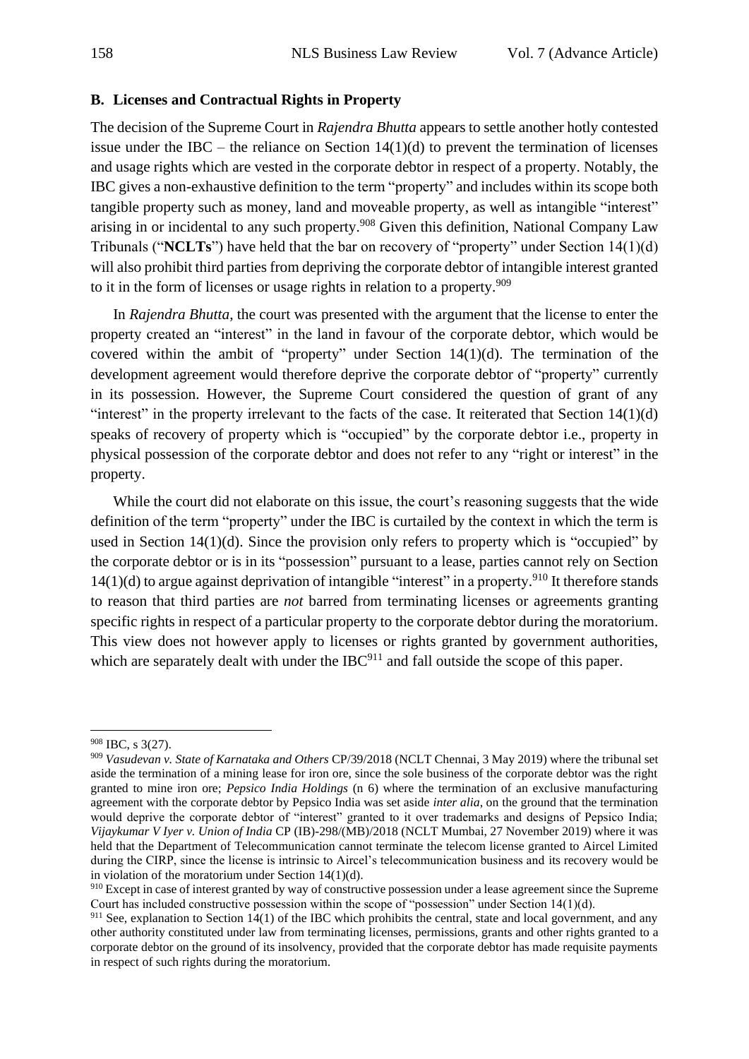### B. Licenses and Contractual Rights in Property

The decision of the Supreme Court in *Rajendra Bhutta* appears to settle another hotly contested issue under the IBC – the reliance on Section 14(1)(d) to prevent the termination of licenses and usage rights which are vested in the corporate debtor in respect of a property. Notably, the IBC gives a non-exhaustive definition to the term "property" and includes within its scope both tangible property such as money, land and moveable property, as well as intangible "interest" arising in or incidental to any such property.[908] Given this definition, National Company Law Tribunals ("**NCLTs**") have held that the bar on recovery of "property" under Section 14(1)(d) will also prohibit third parties from depriving the corporate debtor of intangible interest granted to it in the form of licenses or usage rights in relation to a property.[909]

In *Rajendra Bhutta*, the court was presented with the argument that the license to enter the property created an "interest" in the land in favour of the corporate debtor, which would be covered within the ambit of "property" under Section 14(1)(d). The termination of the development agreement would therefore deprive the corporate debtor of "property" currently in its possession. However, the Supreme Court considered the question of grant of any "interest" in the property irrelevant to the facts of the case. It reiterated that Section 14(1)(d) speaks of recovery of property which is "occupied" by the corporate debtor i.e., property in physical possession of the corporate debtor and does not refer to any "right or interest" in the property.

While the court did not elaborate on this issue, the court's reasoning suggests that the wide definition of the term "property" under the IBC is curtailed by the context in which the term is used in Section 14(1)(d). Since the provision only refers to property which is "occupied" by the corporate debtor or is in its "possession" pursuant to a lease, parties cannot rely on Section 14(1)(d) to argue against deprivation of intangible "interest" in a property.[910] It therefore stands to reason that third parties are *not* barred from terminating licenses or agreements granting specific rights in respect of a particular property to the corporate debtor during the moratorium. This view does not however apply to licenses or rights granted by government authorities, which are separately dealt with under the IBC[911] and fall outside the scope of this paper.

---

[908] IBC, s 3(27).

[909] *Vasudevan v. State of Karnataka and Others* CP/39/2018 (NCLT Chennai, 3 May 2019) where the tribunal set aside the termination of a mining lease for iron ore, since the sole business of the corporate debtor was the right granted to mine iron ore; *Pepsico India Holdings* (n 6) where the termination of an exclusive manufacturing agreement with the corporate debtor by Pepsico India was set aside *inter alia*, on the ground that the termination would deprive the corporate debtor of "interest" granted to it over trademarks and designs of Pepsico India; *Vijaykumar V Iyer v. Union of India* CP (IB)-298/(MB)/2018 (NCLT Mumbai, 27 November 2019) where it was held that the Department of Telecommunication cannot terminate the telecom license granted to Aircel Limited during the CIRP, since the license is intrinsic to Aircel's telecommunication business and its recovery would be in violation of the moratorium under Section 14(1)(d).

[910] Except in case of interest granted by way of constructive possession under a lease agreement since the Supreme Court has included constructive possession within the scope of "possession" under Section 14(1)(d).

[911] See, explanation to Section 14(1) of the IBC which prohibits the central, state and local government, and any other authority constituted under law from terminating licenses, permissions, grants and other rights granted to a corporate debtor on the ground of its insolvency, provided that the corporate debtor has made requisite payments in respect of such rights during the moratorium.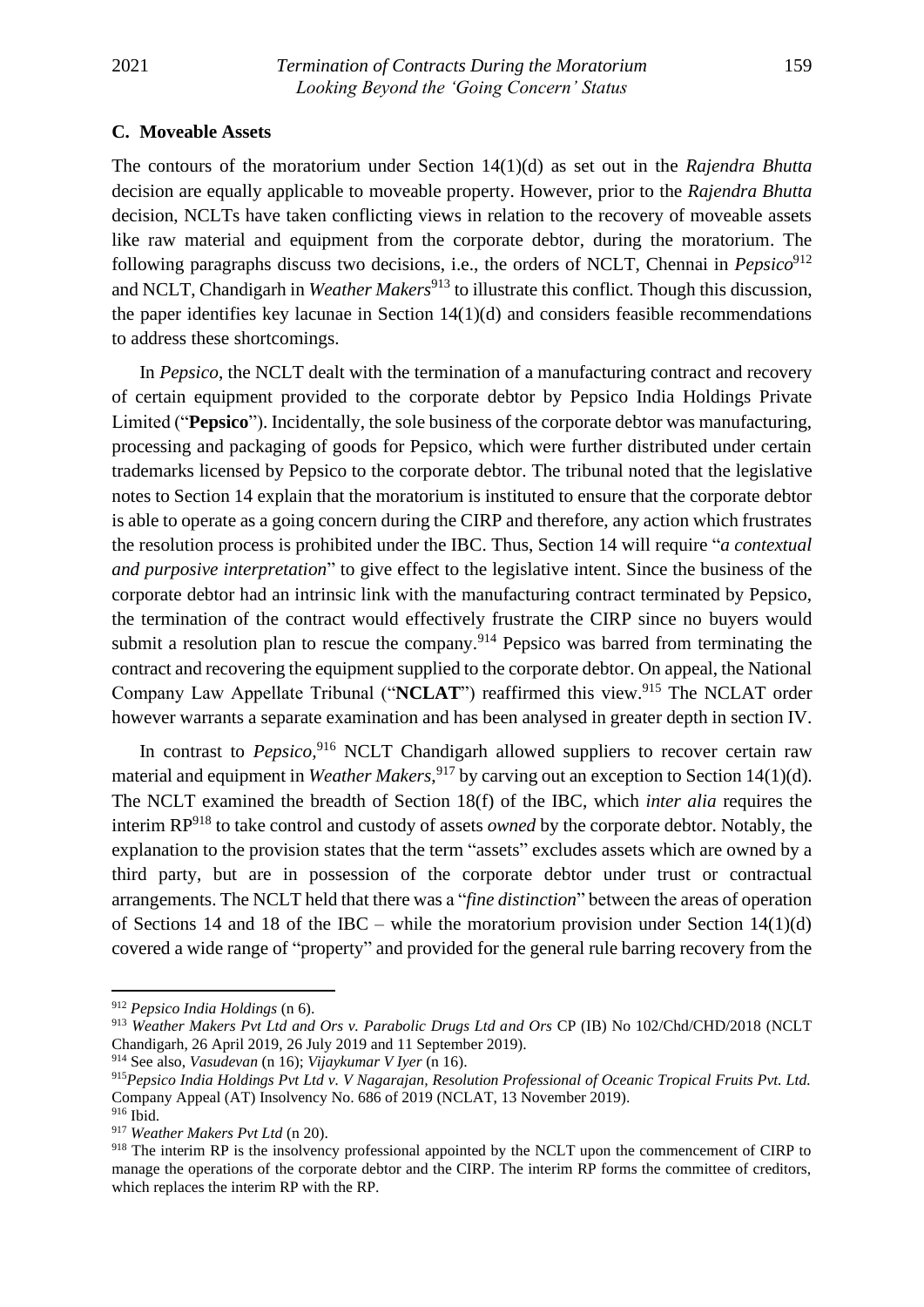### C. Moveable Assets

The contours of the moratorium under Section 14(1)(d) as set out in the *Rajendra Bhutta* decision are equally applicable to moveable property. However, prior to the *Rajendra Bhutta* decision, NCLTs have taken conflicting views in relation to the recovery of moveable assets like raw material and equipment from the corporate debtor, during the moratorium. The following paragraphs discuss two decisions, i.e., the orders of NCLT, Chennai in *Pepsico*[912] and NCLT, Chandigarh in *Weather Makers*[913] to illustrate this conflict. Though this discussion, the paper identifies key lacunae in Section 14(1)(d) and considers feasible recommendations to address these shortcomings.

In *Pepsico*, the NCLT dealt with the termination of a manufacturing contract and recovery of certain equipment provided to the corporate debtor by Pepsico India Holdings Private Limited ("**Pepsico**"). Incidentally, the sole business of the corporate debtor was manufacturing, processing and packaging of goods for Pepsico, which were further distributed under certain trademarks licensed by Pepsico to the corporate debtor. The tribunal noted that the legislative notes to Section 14 explain that the moratorium is instituted to ensure that the corporate debtor is able to operate as a going concern during the CIRP and therefore, any action which frustrates the resolution process is prohibited under the IBC. Thus, Section 14 will require "*a contextual and purposive interpretation*" to give effect to the legislative intent. Since the business of the corporate debtor had an intrinsic link with the manufacturing contract terminated by Pepsico, the termination of the contract would effectively frustrate the CIRP since no buyers would submit a resolution plan to rescue the company.[914] Pepsico was barred from terminating the contract and recovering the equipment supplied to the corporate debtor. On appeal, the National Company Law Appellate Tribunal ("**NCLAT**") reaffirmed this view.[915] The NCLAT order however warrants a separate examination and has been analysed in greater depth in section IV.

In contrast to *Pepsico*,[916] NCLT Chandigarh allowed suppliers to recover certain raw material and equipment in *Weather Makers*,[917] by carving out an exception to Section 14(1)(d). The NCLT examined the breadth of Section 18(f) of the IBC, which *inter alia* requires the interim RP[918] to take control and custody of assets *owned* by the corporate debtor. Notably, the explanation to the provision states that the term "assets" excludes assets which are owned by a third party, but are in possession of the corporate debtor under trust or contractual arrangements. The NCLT held that there was a "*fine distinction*" between the areas of operation of Sections 14 and 18 of the IBC – while the moratorium provision under Section 14(1)(d) covered a wide range of "property" and provided for the general rule barring recovery from the

---

[912] *Pepsico India Holdings* (n 6).

[913] *Weather Makers Pvt Ltd and Ors v. Parabolic Drugs Ltd and Ors* CP (IB) No 102/Chd/CHD/2018 (NCLT Chandigarh, 26 April 2019, 26 July 2019 and 11 September 2019).

[914] See also, *Vasudevan* (n 16); *Vijaykumar V Iyer* (n 16).

[915] *Pepsico India Holdings Pvt Ltd v. V Nagarajan, Resolution Professional of Oceanic Tropical Fruits Pvt. Ltd.* Company Appeal (AT) Insolvency No. 686 of 2019 (NCLAT, 13 November 2019).

[916] Ibid.

[917] *Weather Makers Pvt Ltd* (n 20).

[918] The interim RP is the insolvency professional appointed by the NCLT upon the commencement of CIRP to manage the operations of the corporate debtor and the CIRP. The interim RP forms the committee of creditors, which replaces the interim RP with the RP.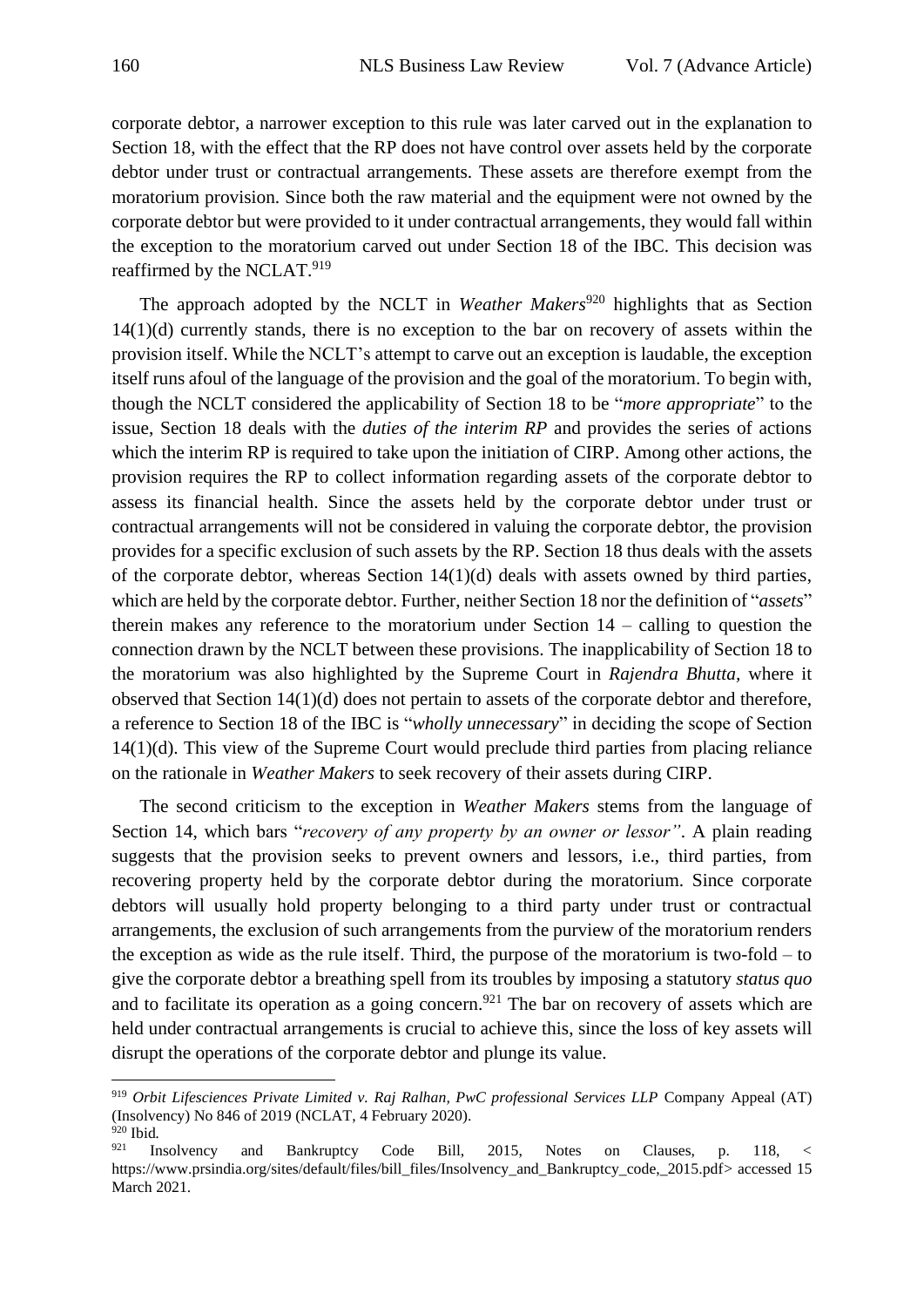corporate debtor, a narrower exception to this rule was later carved out in the explanation to Section 18, with the effect that the RP does not have control over assets held by the corporate debtor under trust or contractual arrangements. These assets are therefore exempt from the moratorium provision. Since both the raw material and the equipment were not owned by the corporate debtor but were provided to it under contractual arrangements, they would fall within the exception to the moratorium carved out under Section 18 of the IBC. This decision was reaffirmed by the NCLAT.[919]

The approach adopted by the NCLT in *Weather Makers*[920] highlights that as Section 14(1)(d) currently stands, there is no exception to the bar on recovery of assets within the provision itself. While the NCLT's attempt to carve out an exception is laudable, the exception itself runs afoul of the language of the provision and the goal of the moratorium. To begin with, though the NCLT considered the applicability of Section 18 to be "*more appropriate*" to the issue, Section 18 deals with the *duties of the interim RP* and provides the series of actions which the interim RP is required to take upon the initiation of CIRP. Among other actions, the provision requires the RP to collect information regarding assets of the corporate debtor to assess its financial health. Since the assets held by the corporate debtor under trust or contractual arrangements will not be considered in valuing the corporate debtor, the provision provides for a specific exclusion of such assets by the RP. Section 18 thus deals with the assets of the corporate debtor, whereas Section 14(1)(d) deals with assets owned by third parties, which are held by the corporate debtor. Further, neither Section 18 nor the definition of "*assets*" therein makes any reference to the moratorium under Section 14 – calling to question the connection drawn by the NCLT between these provisions. The inapplicability of Section 18 to the moratorium was also highlighted by the Supreme Court in *Rajendra Bhutta*, where it observed that Section 14(1)(d) does not pertain to assets of the corporate debtor and therefore, a reference to Section 18 of the IBC is "*wholly unnecessary*" in deciding the scope of Section 14(1)(d). This view of the Supreme Court would preclude third parties from placing reliance on the rationale in *Weather Makers* to seek recovery of their assets during CIRP.

The second criticism to the exception in *Weather Makers* stems from the language of Section 14, which bars "*recovery of any property by an owner or lessor"*. A plain reading suggests that the provision seeks to prevent owners and lessors, i.e., third parties, from recovering property held by the corporate debtor during the moratorium. Since corporate debtors will usually hold property belonging to a third party under trust or contractual arrangements, the exclusion of such arrangements from the purview of the moratorium renders the exception as wide as the rule itself. Third, the purpose of the moratorium is two-fold – to give the corporate debtor a breathing spell from its troubles by imposing a statutory *status quo* and to facilitate its operation as a going concern.[921] The bar on recovery of assets which are held under contractual arrangements is crucial to achieve this, since the loss of key assets will disrupt the operations of the corporate debtor and plunge its value.

---

[919] *Orbit Lifesciences Private Limited v. Raj Ralhan, PwC professional Services LLP* Company Appeal (AT) (Insolvency) No 846 of 2019 (NCLAT, 4 February 2020).

[920] Ibid.

[921] Insolvency and Bankruptcy Code Bill, 2015, Notes on Clauses, p. 118, < https://www.prsindia.org/sites/default/files/bill_files/Insolvency_and_Bankruptcy_code,_2015.pdf> accessed 15 March 2021.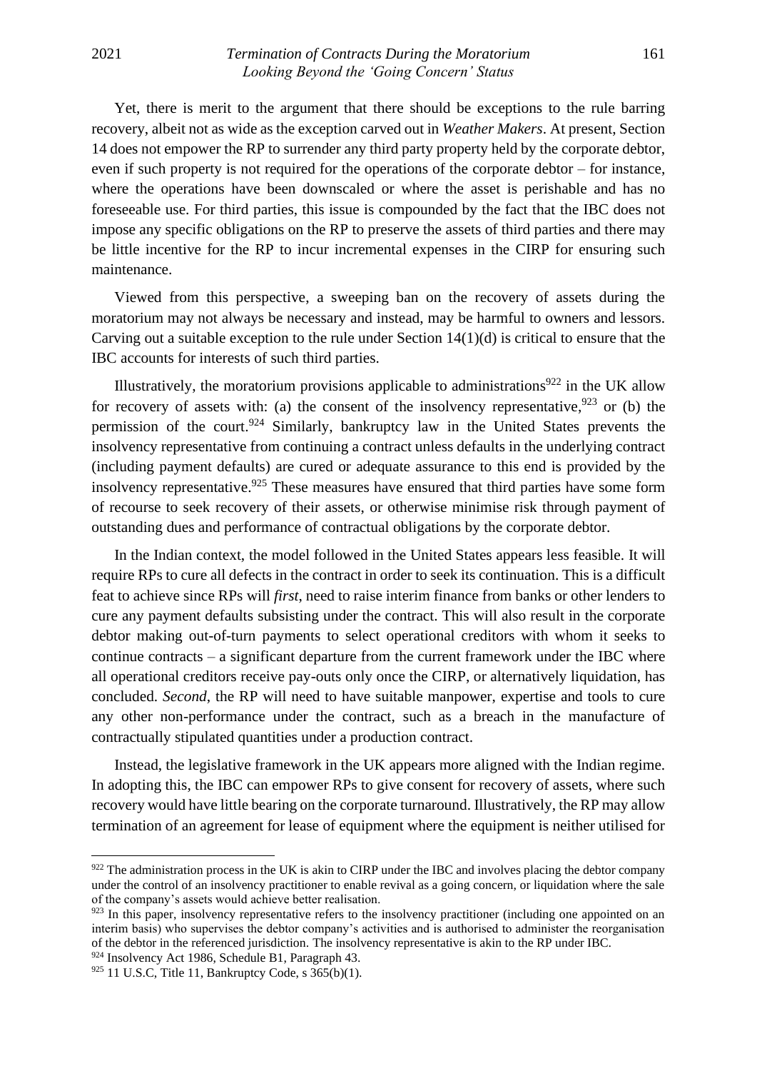Yet, there is merit to the argument that there should be exceptions to the rule barring recovery, albeit not as wide as the exception carved out in *Weather Makers*. At present, Section 14 does not empower the RP to surrender any third party property held by the corporate debtor, even if such property is not required for the operations of the corporate debtor – for instance, where the operations have been downscaled or where the asset is perishable and has no foreseeable use. For third parties, this issue is compounded by the fact that the IBC does not impose any specific obligations on the RP to preserve the assets of third parties and there may be little incentive for the RP to incur incremental expenses in the CIRP for ensuring such maintenance.

Viewed from this perspective, a sweeping ban on the recovery of assets during the moratorium may not always be necessary and instead, may be harmful to owners and lessors. Carving out a suitable exception to the rule under Section 14(1)(d) is critical to ensure that the IBC accounts for interests of such third parties.

Illustratively, the moratorium provisions applicable to administrations[922] in the UK allow for recovery of assets with: (a) the consent of the insolvency representative,[923] or (b) the permission of the court.[924] Similarly, bankruptcy law in the United States prevents the insolvency representative from continuing a contract unless defaults in the underlying contract (including payment defaults) are cured or adequate assurance to this end is provided by the insolvency representative.[925] These measures have ensured that third parties have some form of recourse to seek recovery of their assets, or otherwise minimise risk through payment of outstanding dues and performance of contractual obligations by the corporate debtor.

In the Indian context, the model followed in the United States appears less feasible. It will require RPs to cure all defects in the contract in order to seek its continuation. This is a difficult feat to achieve since RPs will *first*, need to raise interim finance from banks or other lenders to cure any payment defaults subsisting under the contract. This will also result in the corporate debtor making out-of-turn payments to select operational creditors with whom it seeks to continue contracts – a significant departure from the current framework under the IBC where all operational creditors receive pay-outs only once the CIRP, or alternatively liquidation, has concluded. *Second*, the RP will need to have suitable manpower, expertise and tools to cure any other non-performance under the contract, such as a breach in the manufacture of contractually stipulated quantities under a production contract.

Instead, the legislative framework in the UK appears more aligned with the Indian regime. In adopting this, the IBC can empower RPs to give consent for recovery of assets, where such recovery would have little bearing on the corporate turnaround. Illustratively, the RP may allow termination of an agreement for lease of equipment where the equipment is neither utilised for

---

[922] The administration process in the UK is akin to CIRP under the IBC and involves placing the debtor company under the control of an insolvency practitioner to enable revival as a going concern, or liquidation where the sale of the company's assets would achieve better realisation.

[923] In this paper, insolvency representative refers to the insolvency practitioner (including one appointed on an interim basis) who supervises the debtor company's activities and is authorised to administer the reorganisation of the debtor in the referenced jurisdiction. The insolvency representative is akin to the RP under IBC.

[924] Insolvency Act 1986, Schedule B1, Paragraph 43.

[925] 11 U.S.C, Title 11, Bankruptcy Code, s 365(b)(1).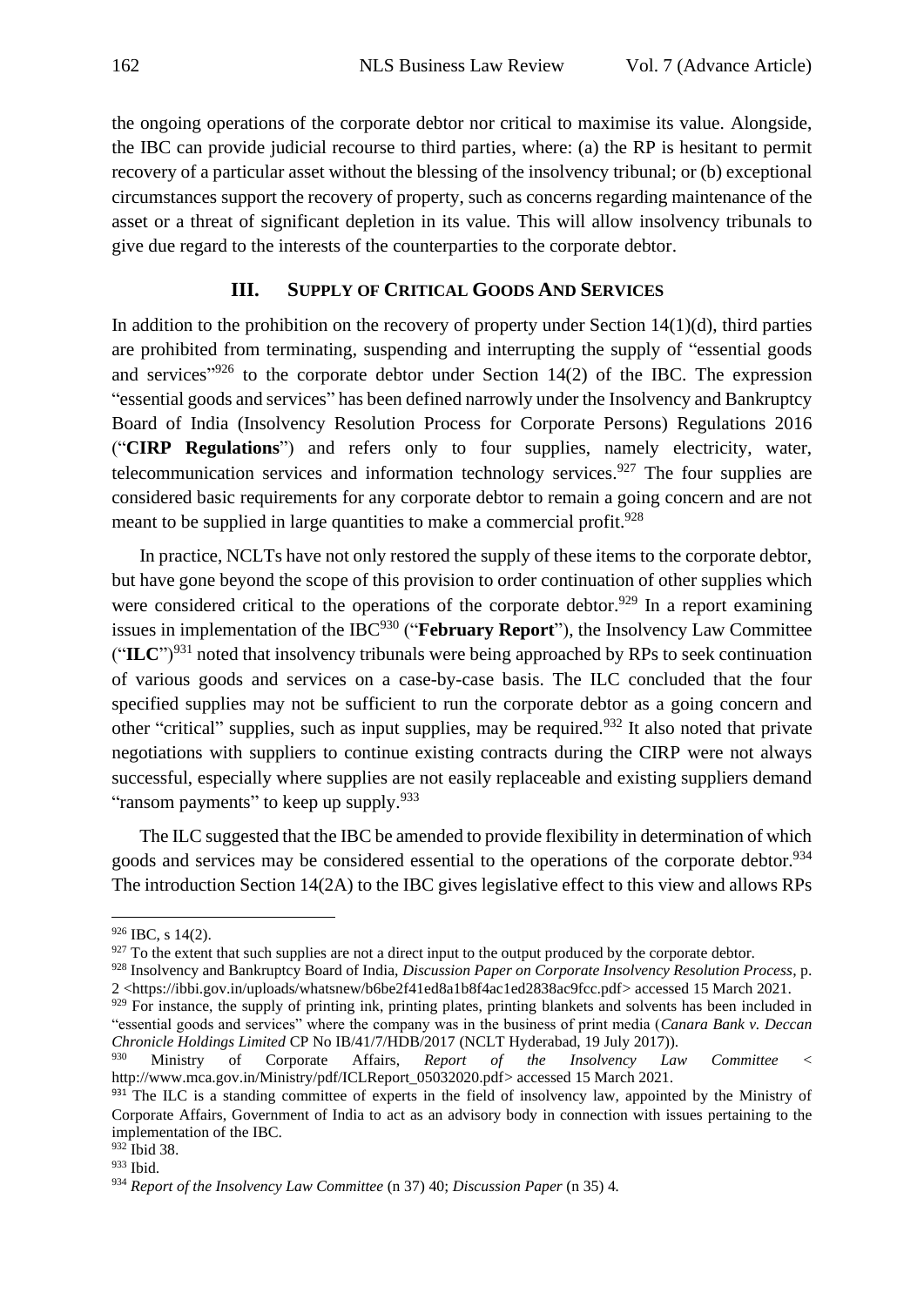the ongoing operations of the corporate debtor nor critical to maximise its value. Alongside, the IBC can provide judicial recourse to third parties, where: (a) the RP is hesitant to permit recovery of a particular asset without the blessing of the insolvency tribunal; or (b) exceptional circumstances support the recovery of property, such as concerns regarding maintenance of the asset or a threat of significant depletion in its value. This will allow insolvency tribunals to give due regard to the interests of the counterparties to the corporate debtor.

## III. Supply of Critical Goods And Services

In addition to the prohibition on the recovery of property under Section 14(1)(d), third parties are prohibited from terminating, suspending and interrupting the supply of "essential goods and services"[926] to the corporate debtor under Section 14(2) of the IBC. The expression "essential goods and services" has been defined narrowly under the Insolvency and Bankruptcy Board of India (Insolvency Resolution Process for Corporate Persons) Regulations 2016 ("**CIRP Regulations**") and refers only to four supplies, namely electricity, water, telecommunication services and information technology services.[927] The four supplies are considered basic requirements for any corporate debtor to remain a going concern and are not meant to be supplied in large quantities to make a commercial profit.[928]

In practice, NCLTs have not only restored the supply of these items to the corporate debtor, but have gone beyond the scope of this provision to order continuation of other supplies which were considered critical to the operations of the corporate debtor.[929] In a report examining issues in implementation of the IBC[930] ("**February Report**"), the Insolvency Law Committee ("**ILC**")[931] noted that insolvency tribunals were being approached by RPs to seek continuation of various goods and services on a case-by-case basis. The ILC concluded that the four specified supplies may not be sufficient to run the corporate debtor as a going concern and other "critical" supplies, such as input supplies, may be required.[932] It also noted that private negotiations with suppliers to continue existing contracts during the CIRP were not always successful, especially where supplies are not easily replaceable and existing suppliers demand "ransom payments" to keep up supply.[933]

The ILC suggested that the IBC be amended to provide flexibility in determination of which goods and services may be considered essential to the operations of the corporate debtor.[934] The introduction Section 14(2A) to the IBC gives legislative effect to this view and allows RPs

---

[926] IBC, s 14(2).

[927] To the extent that such supplies are not a direct input to the output produced by the corporate debtor.

[928] Insolvency and Bankruptcy Board of India, *Discussion Paper on Corporate Insolvency Resolution Process*, p. 2 <https://ibbi.gov.in/uploads/whatsnew/b6be2f41ed8a1b8f4ac1ed2838ac9fcc.pdf> accessed 15 March 2021.

[929] For instance, the supply of printing ink, printing plates, printing blankets and solvents has been included in "essential goods and services" where the company was in the business of print media (*Canara Bank v. Deccan Chronicle Holdings Limited* CP No IB/41/7/HDB/2017 (NCLT Hyderabad, 19 July 2017)).

[930] Ministry of Corporate Affairs, *Report of the Insolvency Law Committee* < http://www.mca.gov.in/Ministry/pdf/ICLReport_05032020.pdf> accessed 15 March 2021.

[931] The ILC is a standing committee of experts in the field of insolvency law, appointed by the Ministry of Corporate Affairs, Government of India to act as an advisory body in connection with issues pertaining to the implementation of the IBC.

[932] Ibid 38.

[933] Ibid.

[934] *Report of the Insolvency Law Committee* (n 37) 40; *Discussion Paper* (n 35) 4.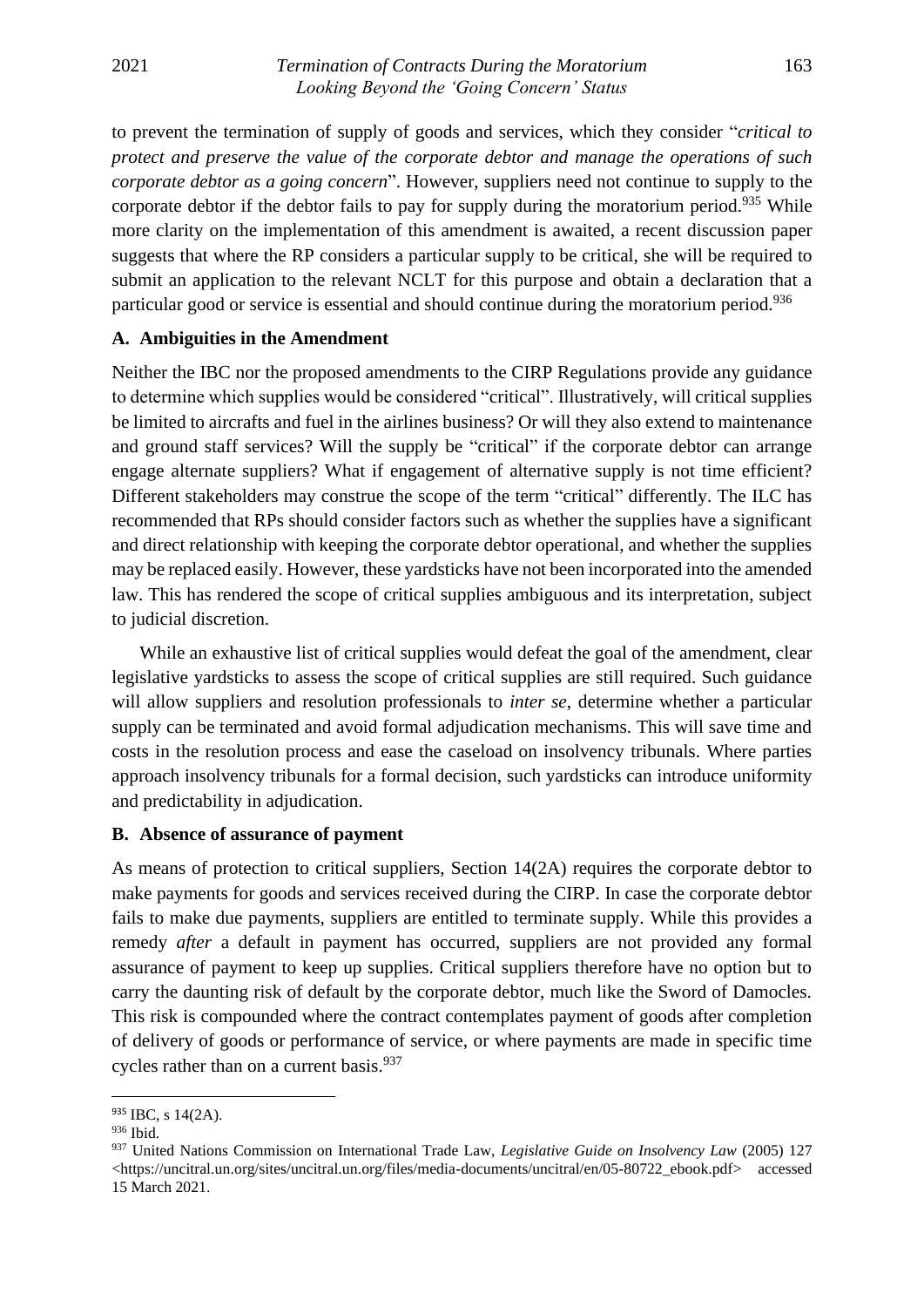to prevent the termination of supply of goods and services, which they consider "*critical to protect and preserve the value of the corporate debtor and manage the operations of such corporate debtor as a going concern*". However, suppliers need not continue to supply to the corporate debtor if the debtor fails to pay for supply during the moratorium period.[935] While more clarity on the implementation of this amendment is awaited, a recent discussion paper suggests that where the RP considers a particular supply to be critical, she will be required to submit an application to the relevant NCLT for this purpose and obtain a declaration that a particular good or service is essential and should continue during the moratorium period.[936]

### A. Ambiguities in the Amendment

Neither the IBC nor the proposed amendments to the CIRP Regulations provide any guidance to determine which supplies would be considered "critical". Illustratively, will critical supplies be limited to aircrafts and fuel in the airlines business? Or will they also extend to maintenance and ground staff services? Will the supply be "critical" if the corporate debtor can arrange engage alternate suppliers? What if engagement of alternative supply is not time efficient? Different stakeholders may construe the scope of the term "critical" differently. The ILC has recommended that RPs should consider factors such as whether the supplies have a significant and direct relationship with keeping the corporate debtor operational, and whether the supplies may be replaced easily. However, these yardsticks have not been incorporated into the amended law. This has rendered the scope of critical supplies ambiguous and its interpretation, subject to judicial discretion.

While an exhaustive list of critical supplies would defeat the goal of the amendment, clear legislative yardsticks to assess the scope of critical supplies are still required. Such guidance will allow suppliers and resolution professionals to *inter se*, determine whether a particular supply can be terminated and avoid formal adjudication mechanisms. This will save time and costs in the resolution process and ease the caseload on insolvency tribunals. Where parties approach insolvency tribunals for a formal decision, such yardsticks can introduce uniformity and predictability in adjudication.

### B. Absence of assurance of payment

As means of protection to critical suppliers, Section 14(2A) requires the corporate debtor to make payments for goods and services received during the CIRP. In case the corporate debtor fails to make due payments, suppliers are entitled to terminate supply. While this provides a remedy *after* a default in payment has occurred, suppliers are not provided any formal assurance of payment to keep up supplies. Critical suppliers therefore have no option but to carry the daunting risk of default by the corporate debtor, much like the Sword of Damocles. This risk is compounded where the contract contemplates payment of goods after completion of delivery of goods or performance of service, or where payments are made in specific time cycles rather than on a current basis.[937]

---

[935] IBC, s 14(2A).

[936] Ibid.

[937] United Nations Commission on International Trade Law, *Legislative Guide on Insolvency Law* (2005) 127 <https://uncitral.un.org/sites/uncitral.un.org/files/media-documents/uncitral/en/05-80722_ebook.pdf> accessed 15 March 2021.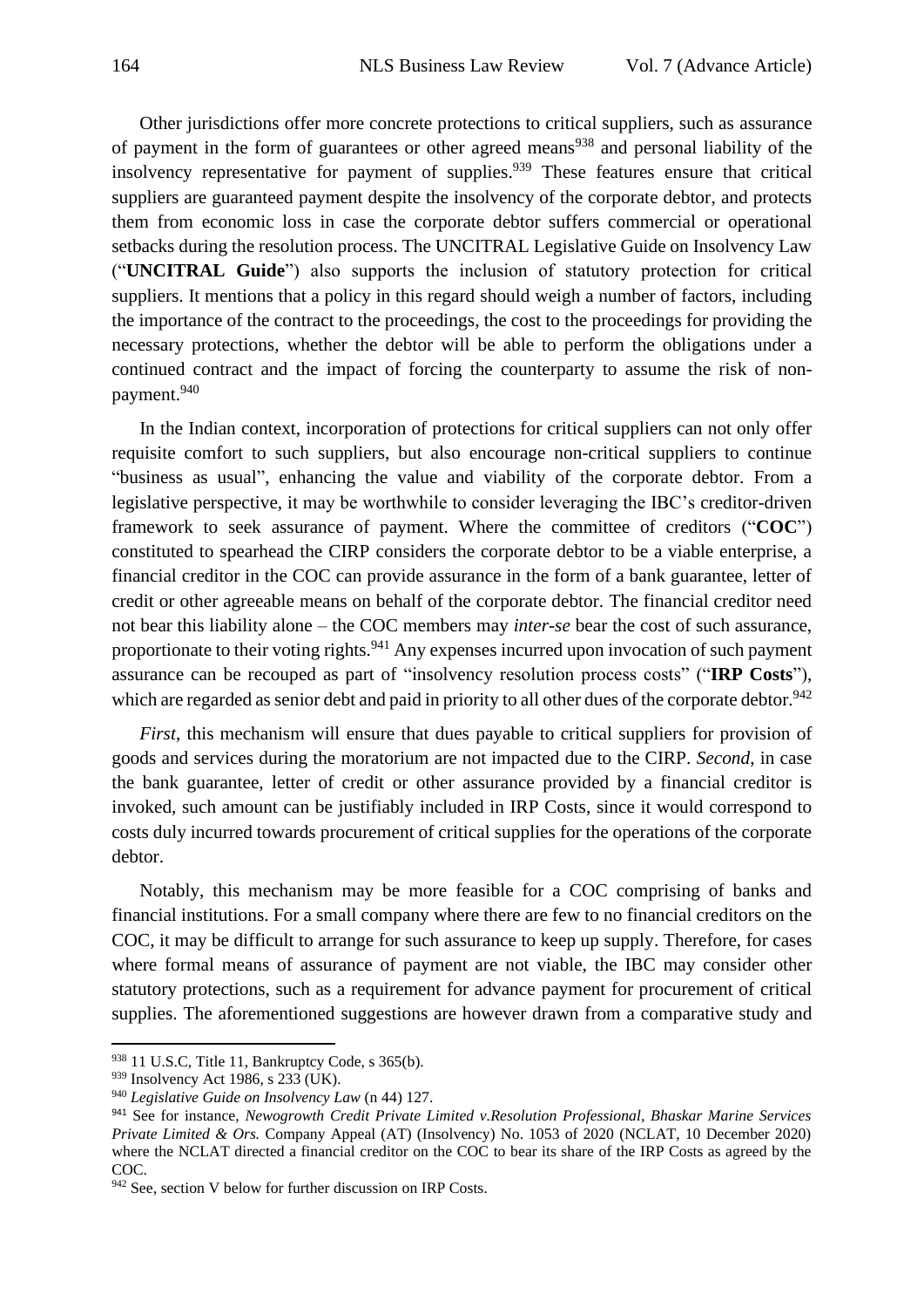Other jurisdictions offer more concrete protections to critical suppliers, such as assurance of payment in the form of guarantees or other agreed means[938] and personal liability of the insolvency representative for payment of supplies.[939] These features ensure that critical suppliers are guaranteed payment despite the insolvency of the corporate debtor, and protects them from economic loss in case the corporate debtor suffers commercial or operational setbacks during the resolution process. The UNCITRAL Legislative Guide on Insolvency Law ("**UNCITRAL Guide**") also supports the inclusion of statutory protection for critical suppliers. It mentions that a policy in this regard should weigh a number of factors, including the importance of the contract to the proceedings, the cost to the proceedings for providing the necessary protections, whether the debtor will be able to perform the obligations under a continued contract and the impact of forcing the counterparty to assume the risk of non-payment.[940]

In the Indian context, incorporation of protections for critical suppliers can not only offer requisite comfort to such suppliers, but also encourage non-critical suppliers to continue "business as usual", enhancing the value and viability of the corporate debtor. From a legislative perspective, it may be worthwhile to consider leveraging the IBC's creditor-driven framework to seek assurance of payment. Where the committee of creditors ("**COC**") constituted to spearhead the CIRP considers the corporate debtor to be a viable enterprise, a financial creditor in the COC can provide assurance in the form of a bank guarantee, letter of credit or other agreeable means on behalf of the corporate debtor. The financial creditor need not bear this liability alone – the COC members may *inter-se* bear the cost of such assurance, proportionate to their voting rights.[941] Any expenses incurred upon invocation of such payment assurance can be recouped as part of "insolvency resolution process costs" ("**IRP Costs**"), which are regarded as senior debt and paid in priority to all other dues of the corporate debtor.[942]

*First*, this mechanism will ensure that dues payable to critical suppliers for provision of goods and services during the moratorium are not impacted due to the CIRP. *Second*, in case the bank guarantee, letter of credit or other assurance provided by a financial creditor is invoked, such amount can be justifiably included in IRP Costs, since it would correspond to costs duly incurred towards procurement of critical supplies for the operations of the corporate debtor.

Notably, this mechanism may be more feasible for a COC comprising of banks and financial institutions. For a small company where there are few to no financial creditors on the COC, it may be difficult to arrange for such assurance to keep up supply. Therefore, for cases where formal means of assurance of payment are not viable, the IBC may consider other statutory protections, such as a requirement for advance payment for procurement of critical supplies. The aforementioned suggestions are however drawn from a comparative study and

---

[938] 11 U.S.C, Title 11, Bankruptcy Code, s 365(b).

[939] Insolvency Act 1986, s 233 (UK).

[940] *Legislative Guide on Insolvency Law* (n 44) 127.

[941] See for instance, *Newogrowth Credit Private Limited v.Resolution Professional, Bhaskar Marine Services Private Limited & Ors.* Company Appeal (AT) (Insolvency) No. 1053 of 2020 (NCLAT, 10 December 2020) where the NCLAT directed a financial creditor on the COC to bear its share of the IRP Costs as agreed by the COC.

[942] See, section V below for further discussion on IRP Costs.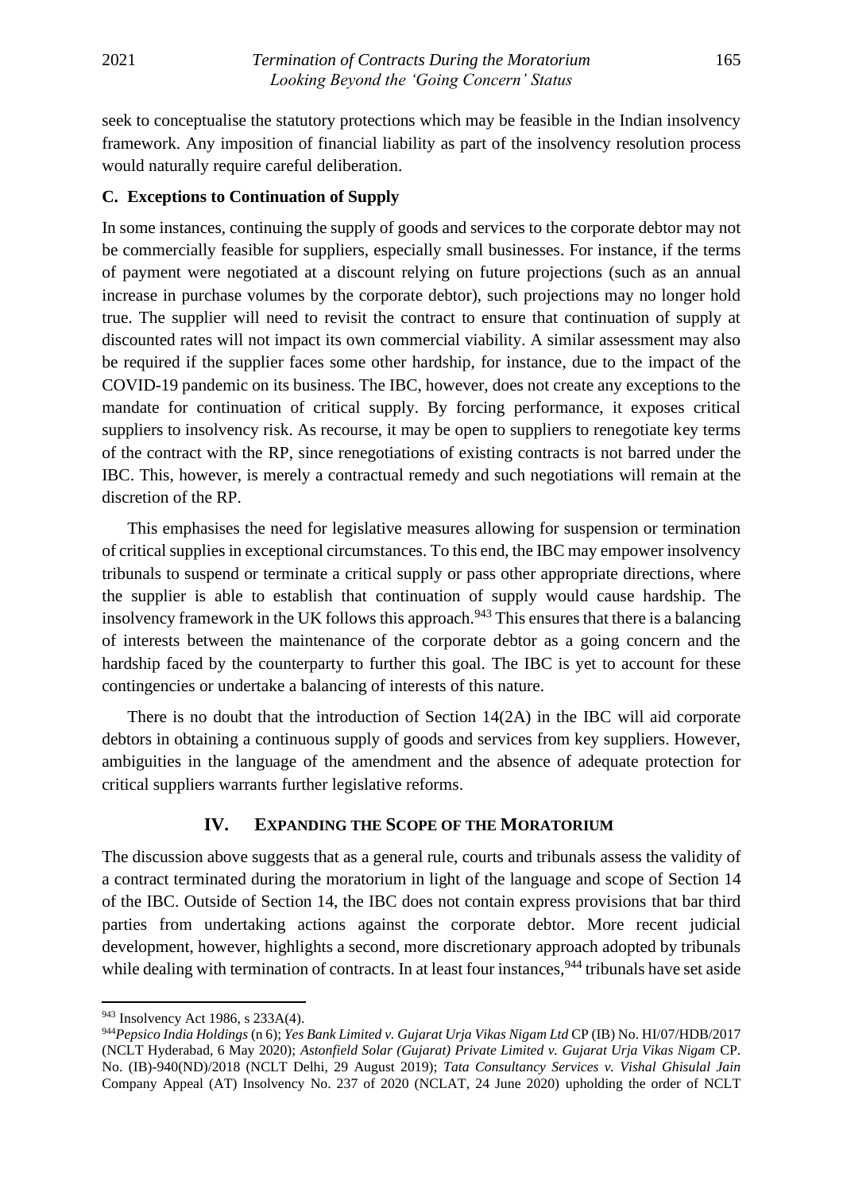seek to conceptualise the statutory protections which may be feasible in the Indian insolvency framework. Any imposition of financial liability as part of the insolvency resolution process would naturally require careful deliberation.

### C. Exceptions to Continuation of Supply

In some instances, continuing the supply of goods and services to the corporate debtor may not be commercially feasible for suppliers, especially small businesses. For instance, if the terms of payment were negotiated at a discount relying on future projections (such as an annual increase in purchase volumes by the corporate debtor), such projections may no longer hold true. The supplier will need to revisit the contract to ensure that continuation of supply at discounted rates will not impact its own commercial viability. A similar assessment may also be required if the supplier faces some other hardship, for instance, due to the impact of the COVID-19 pandemic on its business. The IBC, however, does not create any exceptions to the mandate for continuation of critical supply. By forcing performance, it exposes critical suppliers to insolvency risk. As recourse, it may be open to suppliers to renegotiate key terms of the contract with the RP, since renegotiations of existing contracts is not barred under the IBC. This, however, is merely a contractual remedy and such negotiations will remain at the discretion of the RP.

This emphasises the need for legislative measures allowing for suspension or termination of critical supplies in exceptional circumstances. To this end, the IBC may empower insolvency tribunals to suspend or terminate a critical supply or pass other appropriate directions, where the supplier is able to establish that continuation of supply would cause hardship. The insolvency framework in the UK follows this approach.[943] This ensures that there is a balancing of interests between the maintenance of the corporate debtor as a going concern and the hardship faced by the counterparty to further this goal. The IBC is yet to account for these contingencies or undertake a balancing of interests of this nature.

There is no doubt that the introduction of Section 14(2A) in the IBC will aid corporate debtors in obtaining a continuous supply of goods and services from key suppliers. However, ambiguities in the language of the amendment and the absence of adequate protection for critical suppliers warrants further legislative reforms.

## IV. Expanding the Scope of the Moratorium

The discussion above suggests that as a general rule, courts and tribunals assess the validity of a contract terminated during the moratorium in light of the language and scope of Section 14 of the IBC. Outside of Section 14, the IBC does not contain express provisions that bar third parties from undertaking actions against the corporate debtor. More recent judicial development, however, highlights a second, more discretionary approach adopted by tribunals while dealing with termination of contracts. In at least four instances,[944] tribunals have set aside

---

[943] Insolvency Act 1986, s 233A(4).

[944] *Pepsico India Holdings* (n 6); *Yes Bank Limited v. Gujarat Urja Vikas Nigam Ltd* CP (IB) No. HI/07/HDB/2017 (NCLT Hyderabad, 6 May 2020); *Astonfield Solar (Gujarat) Private Limited v. Gujarat Urja Vikas Nigam* CP. No. (IB)-940(ND)/2018 (NCLT Delhi, 29 August 2019); *Tata Consultancy Services v. Vishal Ghisulal Jain* Company Appeal (AT) Insolvency No. 237 of 2020 (NCLAT, 24 June 2020) upholding the order of NCLT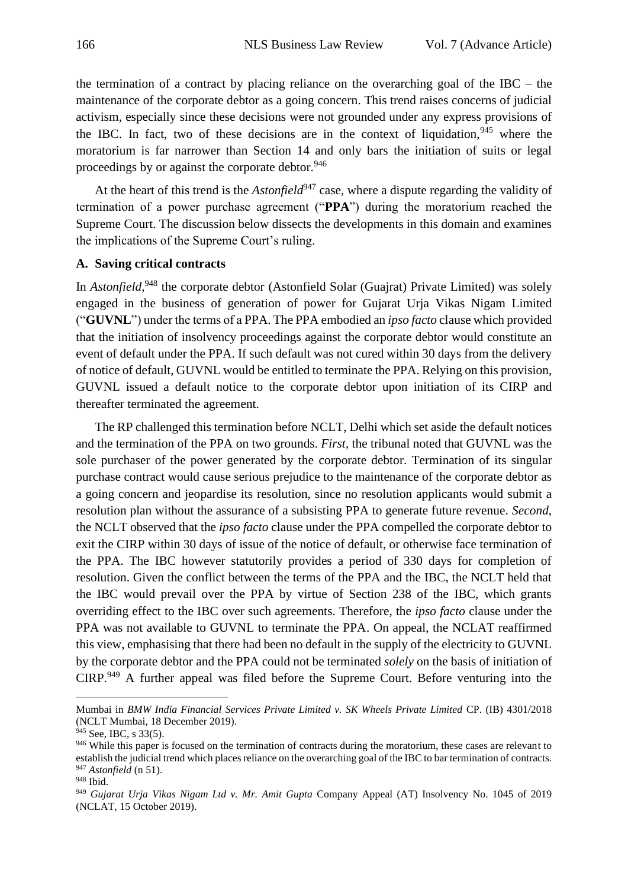the termination of a contract by placing reliance on the overarching goal of the IBC – the maintenance of the corporate debtor as a going concern. This trend raises concerns of judicial activism, especially since these decisions were not grounded under any express provisions of the IBC. In fact, two of these decisions are in the context of liquidation,[945] where the moratorium is far narrower than Section 14 and only bars the initiation of suits or legal proceedings by or against the corporate debtor.[946]

At the heart of this trend is the *Astonfield*[947] case, where a dispute regarding the validity of termination of a power purchase agreement ("**PPA**") during the moratorium reached the Supreme Court. The discussion below dissects the developments in this domain and examines the implications of the Supreme Court's ruling.

### A. Saving critical contracts

In *Astonfield*,[948] the corporate debtor (Astonfield Solar (Guajrat) Private Limited) was solely engaged in the business of generation of power for Gujarat Urja Vikas Nigam Limited ("**GUVNL**") under the terms of a PPA. The PPA embodied an *ipso facto* clause which provided that the initiation of insolvency proceedings against the corporate debtor would constitute an event of default under the PPA. If such default was not cured within 30 days from the delivery of notice of default, GUVNL would be entitled to terminate the PPA. Relying on this provision, GUVNL issued a default notice to the corporate debtor upon initiation of its CIRP and thereafter terminated the agreement.

The RP challenged this termination before NCLT, Delhi which set aside the default notices and the termination of the PPA on two grounds. *First*, the tribunal noted that GUVNL was the sole purchaser of the power generated by the corporate debtor. Termination of its singular purchase contract would cause serious prejudice to the maintenance of the corporate debtor as a going concern and jeopardise its resolution, since no resolution applicants would submit a resolution plan without the assurance of a subsisting PPA to generate future revenue. *Second*, the NCLT observed that the *ipso facto* clause under the PPA compelled the corporate debtor to exit the CIRP within 30 days of issue of the notice of default, or otherwise face termination of the PPA. The IBC however statutorily provides a period of 330 days for completion of resolution. Given the conflict between the terms of the PPA and the IBC, the NCLT held that the IBC would prevail over the PPA by virtue of Section 238 of the IBC, which grants overriding effect to the IBC over such agreements. Therefore, the *ipso facto* clause under the PPA was not available to GUVNL to terminate the PPA. On appeal, the NCLAT reaffirmed this view, emphasising that there had been no default in the supply of the electricity to GUVNL by the corporate debtor and the PPA could not be terminated *solely* on the basis of initiation of CIRP.[949] A further appeal was filed before the Supreme Court. Before venturing into the

---

Mumbai in *BMW India Financial Services Private Limited v. SK Wheels Private Limited* CP. (IB) 4301/2018 (NCLT Mumbai, 18 December 2019).

[945] See, IBC, s 33(5).

[946] While this paper is focused on the termination of contracts during the moratorium, these cases are relevant to establish the judicial trend which places reliance on the overarching goal of the IBC to bar termination of contracts.

[947] *Astonfield* (n 51).

[948] Ibid.

[949] *Gujarat Urja Vikas Nigam Ltd v. Mr. Amit Gupta* Company Appeal (AT) Insolvency No. 1045 of 2019 (NCLAT, 15 October 2019).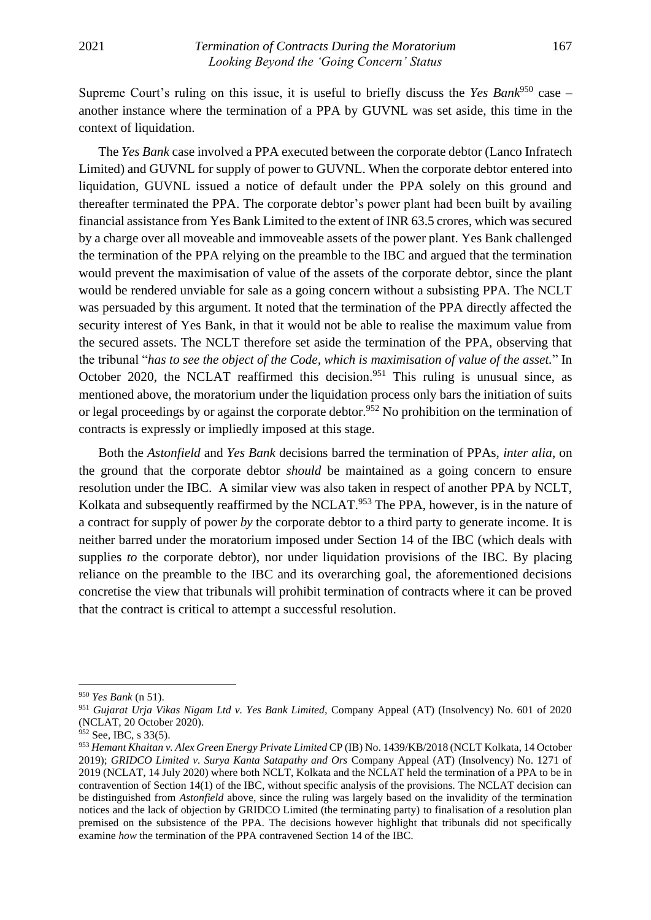Supreme Court's ruling on this issue, it is useful to briefly discuss the *Yes Bank*[950] case – another instance where the termination of a PPA by GUVNL was set aside, this time in the context of liquidation.

The *Yes Bank* case involved a PPA executed between the corporate debtor (Lanco Infratech Limited) and GUVNL for supply of power to GUVNL. When the corporate debtor entered into liquidation, GUVNL issued a notice of default under the PPA solely on this ground and thereafter terminated the PPA. The corporate debtor's power plant had been built by availing financial assistance from Yes Bank Limited to the extent of INR 63.5 crores, which was secured by a charge over all moveable and immoveable assets of the power plant. Yes Bank challenged the termination of the PPA relying on the preamble to the IBC and argued that the termination would prevent the maximisation of value of the assets of the corporate debtor, since the plant would be rendered unviable for sale as a going concern without a subsisting PPA. The NCLT was persuaded by this argument. It noted that the termination of the PPA directly affected the security interest of Yes Bank, in that it would not be able to realise the maximum value from the secured assets. The NCLT therefore set aside the termination of the PPA, observing that the tribunal "*has to see the object of the Code, which is maximisation of value of the asset.*" In October 2020, the NCLAT reaffirmed this decision.[951] This ruling is unusual since, as mentioned above, the moratorium under the liquidation process only bars the initiation of suits or legal proceedings by or against the corporate debtor.[952] No prohibition on the termination of contracts is expressly or impliedly imposed at this stage.

Both the *Astonfield* and *Yes Bank* decisions barred the termination of PPAs, *inter alia*, on the ground that the corporate debtor *should* be maintained as a going concern to ensure resolution under the IBC. A similar view was also taken in respect of another PPA by NCLT, Kolkata and subsequently reaffirmed by the NCLAT.[953] The PPA, however, is in the nature of a contract for supply of power *by* the corporate debtor to a third party to generate income. It is neither barred under the moratorium imposed under Section 14 of the IBC (which deals with supplies *to* the corporate debtor), nor under liquidation provisions of the IBC. By placing reliance on the preamble to the IBC and its overarching goal, the aforementioned decisions concretise the view that tribunals will prohibit termination of contracts where it can be proved that the contract is critical to attempt a successful resolution.

---

[950] *Yes Bank* (n 51).

[951] *Gujarat Urja Vikas Nigam Ltd v. Yes Bank Limited*, Company Appeal (AT) (Insolvency) No. 601 of 2020 (NCLAT, 20 October 2020).

[952] See, IBC, s 33(5).

[953] *Hemant Khaitan v. Alex Green Energy Private Limited* CP (IB) No. 1439/KB/2018 (NCLT Kolkata, 14 October 2019); *GRIDCO Limited v. Surya Kanta Satapathy and Ors* Company Appeal (AT) (Insolvency) No. 1271 of 2019 (NCLAT, 14 July 2020) where both NCLT, Kolkata and the NCLAT held the termination of a PPA to be in contravention of Section 14(1) of the IBC, without specific analysis of the provisions. The NCLAT decision can be distinguished from *Astonfield* above, since the ruling was largely based on the invalidity of the termination notices and the lack of objection by GRIDCO Limited (the terminating party) to finalisation of a resolution plan premised on the subsistence of the PPA. The decisions however highlight that tribunals did not specifically examine *how* the termination of the PPA contravened Section 14 of the IBC.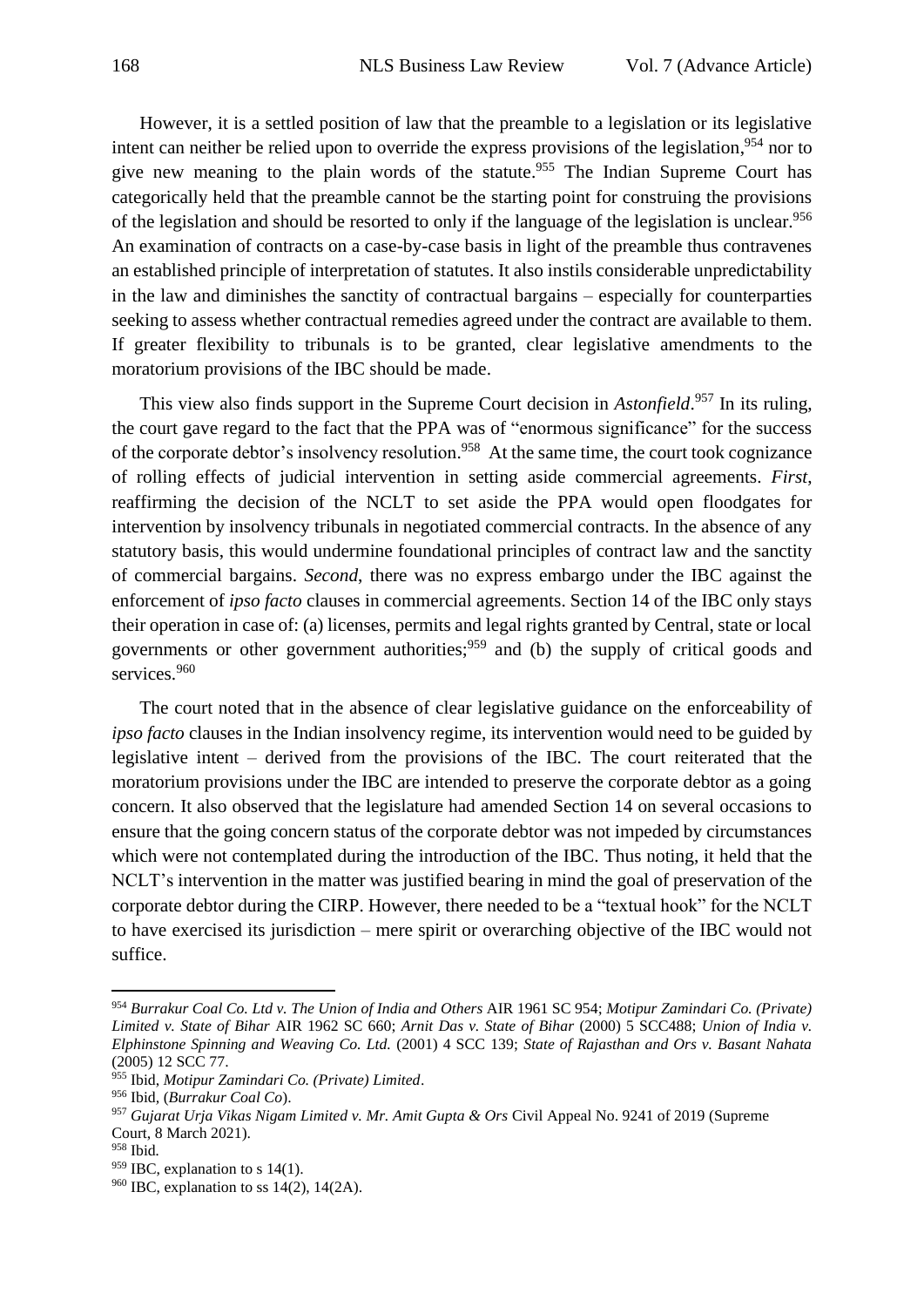However, it is a settled position of law that the preamble to a legislation or its legislative intent can neither be relied upon to override the express provisions of the legislation,[954] nor to give new meaning to the plain words of the statute.[955] The Indian Supreme Court has categorically held that the preamble cannot be the starting point for construing the provisions of the legislation and should be resorted to only if the language of the legislation is unclear.[956] An examination of contracts on a case-by-case basis in light of the preamble thus contravenes an established principle of interpretation of statutes. It also instils considerable unpredictability in the law and diminishes the sanctity of contractual bargains – especially for counterparties seeking to assess whether contractual remedies agreed under the contract are available to them. If greater flexibility to tribunals is to be granted, clear legislative amendments to the moratorium provisions of the IBC should be made.

This view also finds support in the Supreme Court decision in *Astonfield*.[957] In its ruling, the court gave regard to the fact that the PPA was of "enormous significance" for the success of the corporate debtor's insolvency resolution.[958] At the same time, the court took cognizance of rolling effects of judicial intervention in setting aside commercial agreements. *First*, reaffirming the decision of the NCLT to set aside the PPA would open floodgates for intervention by insolvency tribunals in negotiated commercial contracts. In the absence of any statutory basis, this would undermine foundational principles of contract law and the sanctity of commercial bargains. *Second*, there was no express embargo under the IBC against the enforcement of *ipso facto* clauses in commercial agreements. Section 14 of the IBC only stays their operation in case of: (a) licenses, permits and legal rights granted by Central, state or local governments or other government authorities;[959] and (b) the supply of critical goods and services.[960]

The court noted that in the absence of clear legislative guidance on the enforceability of *ipso facto* clauses in the Indian insolvency regime, its intervention would need to be guided by legislative intent – derived from the provisions of the IBC. The court reiterated that the moratorium provisions under the IBC are intended to preserve the corporate debtor as a going concern. It also observed that the legislature had amended Section 14 on several occasions to ensure that the going concern status of the corporate debtor was not impeded by circumstances which were not contemplated during the introduction of the IBC. Thus noting, it held that the NCLT's intervention in the matter was justified bearing in mind the goal of preservation of the corporate debtor during the CIRP. However, there needed to be a "textual hook" for the NCLT to have exercised its jurisdiction – mere spirit or overarching objective of the IBC would not suffice.

---

[954] *Burrakur Coal Co. Ltd v. The Union of India and Others* AIR 1961 SC 954; *Motipur Zamindari Co. (Private) Limited v. State of Bihar* AIR 1962 SC 660; *Arnit Das v. State of Bihar* (2000) 5 SCC488; *Union of India v. Elphinstone Spinning and Weaving Co. Ltd.* (2001) 4 SCC 139; *State of Rajasthan and Ors v. Basant Nahata* (2005) 12 SCC 77.

[955] Ibid, *Motipur Zamindari Co. (Private) Limited*.

[956] Ibid, (*Burrakur Coal Co*).

[957] *Gujarat Urja Vikas Nigam Limited v. Mr. Amit Gupta & Ors* Civil Appeal No. 9241 of 2019 (Supreme Court, 8 March 2021).

[958] Ibid.

[959] IBC, explanation to s 14(1).

[960] IBC, explanation to ss 14(2), 14(2A).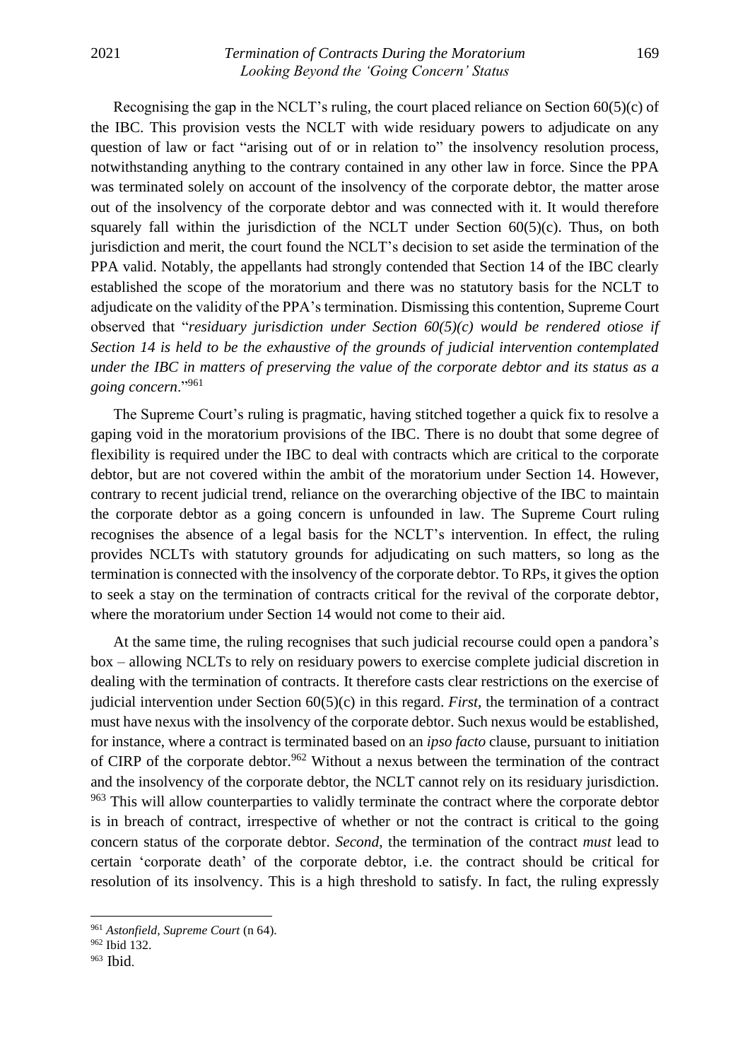Recognising the gap in the NCLT's ruling, the court placed reliance on Section 60(5)(c) of the IBC. This provision vests the NCLT with wide residuary powers to adjudicate on any question of law or fact "arising out of or in relation to" the insolvency resolution process, notwithstanding anything to the contrary contained in any other law in force. Since the PPA was terminated solely on account of the insolvency of the corporate debtor, the matter arose out of the insolvency of the corporate debtor and was connected with it. It would therefore squarely fall within the jurisdiction of the NCLT under Section 60(5)(c). Thus, on both jurisdiction and merit, the court found the NCLT's decision to set aside the termination of the PPA valid. Notably, the appellants had strongly contended that Section 14 of the IBC clearly established the scope of the moratorium and there was no statutory basis for the NCLT to adjudicate on the validity of the PPA's termination. Dismissing this contention, Supreme Court observed that "*residuary jurisdiction under Section 60(5)(c) would be rendered otiose if Section 14 is held to be the exhaustive of the grounds of judicial intervention contemplated under the IBC in matters of preserving the value of the corporate debtor and its status as a going concern*."[961]

The Supreme Court's ruling is pragmatic, having stitched together a quick fix to resolve a gaping void in the moratorium provisions of the IBC. There is no doubt that some degree of flexibility is required under the IBC to deal with contracts which are critical to the corporate debtor, but are not covered within the ambit of the moratorium under Section 14. However, contrary to recent judicial trend, reliance on the overarching objective of the IBC to maintain the corporate debtor as a going concern is unfounded in law. The Supreme Court ruling recognises the absence of a legal basis for the NCLT's intervention. In effect, the ruling provides NCLTs with statutory grounds for adjudicating on such matters, so long as the termination is connected with the insolvency of the corporate debtor. To RPs, it gives the option to seek a stay on the termination of contracts critical for the revival of the corporate debtor, where the moratorium under Section 14 would not come to their aid.

At the same time, the ruling recognises that such judicial recourse could open a pandora's box – allowing NCLTs to rely on residuary powers to exercise complete judicial discretion in dealing with the termination of contracts. It therefore casts clear restrictions on the exercise of judicial intervention under Section 60(5)(c) in this regard. *First*, the termination of a contract must have nexus with the insolvency of the corporate debtor. Such nexus would be established, for instance, where a contract is terminated based on an *ipso facto* clause, pursuant to initiation of CIRP of the corporate debtor.[962] Without a nexus between the termination of the contract and the insolvency of the corporate debtor, the NCLT cannot rely on its residuary jurisdiction.[963] This will allow counterparties to validly terminate the contract where the corporate debtor is in breach of contract, irrespective of whether or not the contract is critical to the going concern status of the corporate debtor. *Second*, the termination of the contract *must* lead to certain 'corporate death' of the corporate debtor, i.e. the contract should be critical for resolution of its insolvency. This is a high threshold to satisfy. In fact, the ruling expressly

---

[961] *Astonfield, Supreme Court* (n 64).

[962] Ibid 132.

[963] Ibid.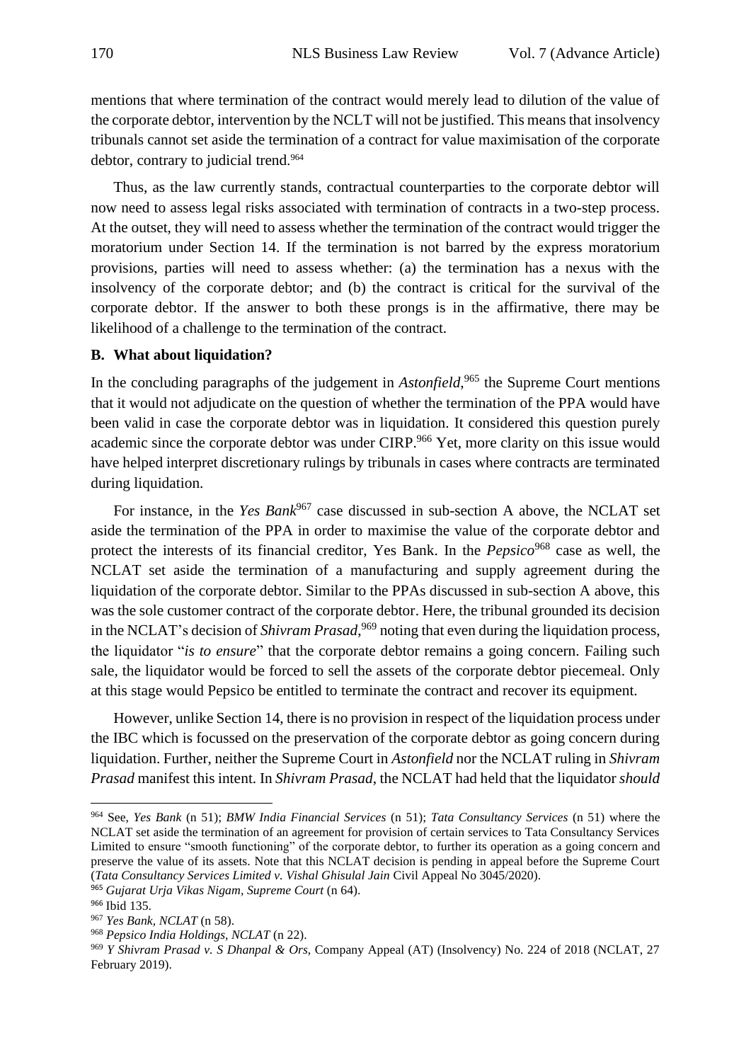mentions that where termination of the contract would merely lead to dilution of the value of the corporate debtor, intervention by the NCLT will not be justified. This means that insolvency tribunals cannot set aside the termination of a contract for value maximisation of the corporate debtor, contrary to judicial trend.[964]

Thus, as the law currently stands, contractual counterparties to the corporate debtor will now need to assess legal risks associated with termination of contracts in a two-step process. At the outset, they will need to assess whether the termination of the contract would trigger the moratorium under Section 14. If the termination is not barred by the express moratorium provisions, parties will need to assess whether: (a) the termination has a nexus with the insolvency of the corporate debtor; and (b) the contract is critical for the survival of the corporate debtor. If the answer to both these prongs is in the affirmative, there may be likelihood of a challenge to the termination of the contract.

### B. What about liquidation?

In the concluding paragraphs of the judgement in *Astonfield*,[965] the Supreme Court mentions that it would not adjudicate on the question of whether the termination of the PPA would have been valid in case the corporate debtor was in liquidation. It considered this question purely academic since the corporate debtor was under CIRP.[966] Yet, more clarity on this issue would have helped interpret discretionary rulings by tribunals in cases where contracts are terminated during liquidation.

For instance, in the *Yes Bank*[967] case discussed in sub-section A above, the NCLAT set aside the termination of the PPA in order to maximise the value of the corporate debtor and protect the interests of its financial creditor, Yes Bank. In the *Pepsico*[968] case as well, the NCLAT set aside the termination of a manufacturing and supply agreement during the liquidation of the corporate debtor. Similar to the PPAs discussed in sub-section A above, this was the sole customer contract of the corporate debtor. Here, the tribunal grounded its decision in the NCLAT's decision of *Shivram Prasad*,[969] noting that even during the liquidation process, the liquidator "*is to ensure*" that the corporate debtor remains a going concern. Failing such sale, the liquidator would be forced to sell the assets of the corporate debtor piecemeal. Only at this stage would Pepsico be entitled to terminate the contract and recover its equipment.

However, unlike Section 14, there is no provision in respect of the liquidation process under the IBC which is focussed on the preservation of the corporate debtor as going concern during liquidation. Further, neither the Supreme Court in *Astonfield* nor the NCLAT ruling in *Shivram Prasad* manifest this intent. In *Shivram Prasad*, the NCLAT had held that the liquidator *should*

---

[964] See, *Yes Bank* (n 51); *BMW India Financial Services* (n 51); *Tata Consultancy Services* (n 51) where the NCLAT set aside the termination of an agreement for provision of certain services to Tata Consultancy Services Limited to ensure "smooth functioning" of the corporate debtor, to further its operation as a going concern and preserve the value of its assets. Note that this NCLAT decision is pending in appeal before the Supreme Court (*Tata Consultancy Services Limited v. Vishal Ghisulal Jain* Civil Appeal No 3045/2020).

[965] *Gujarat Urja Vikas Nigam, Supreme Court* (n 64).

[966] Ibid 135.

[967] *Yes Bank, NCLAT* (n 58).

[968] *Pepsico India Holdings, NCLAT* (n 22).

[969] *Y Shivram Prasad v. S Dhanpal & Ors*, Company Appeal (AT) (Insolvency) No. 224 of 2018 (NCLAT, 27 February 2019).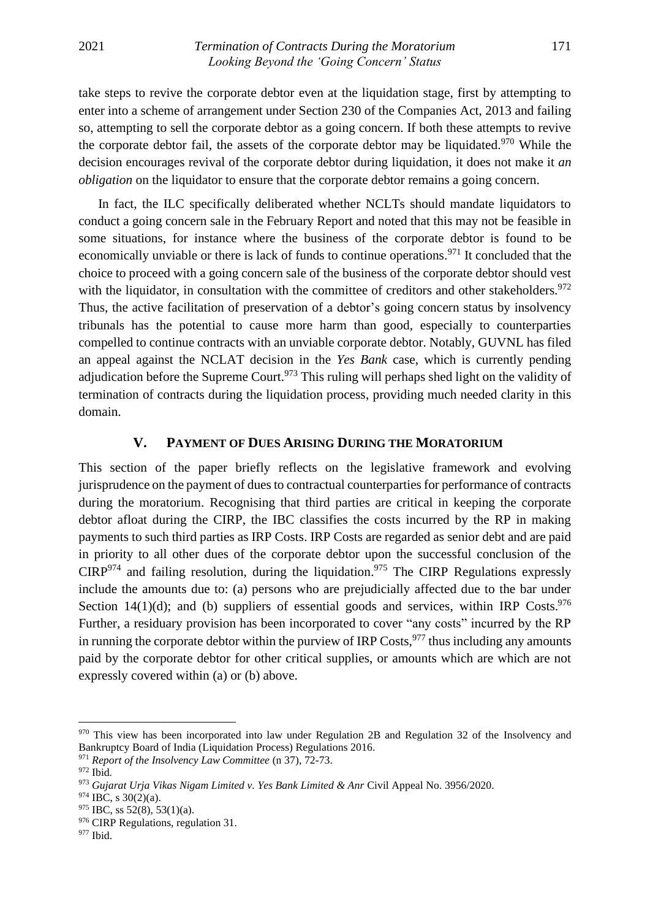take steps to revive the corporate debtor even at the liquidation stage, first by attempting to enter into a scheme of arrangement under Section 230 of the Companies Act, 2013 and failing so, attempting to sell the corporate debtor as a going concern. If both these attempts to revive the corporate debtor fail, the assets of the corporate debtor may be liquidated.[970] While the decision encourages revival of the corporate debtor during liquidation, it does not make it *an obligation* on the liquidator to ensure that the corporate debtor remains a going concern.

In fact, the ILC specifically deliberated whether NCLTs should mandate liquidators to conduct a going concern sale in the February Report and noted that this may not be feasible in some situations, for instance where the business of the corporate debtor is found to be economically unviable or there is lack of funds to continue operations.[971] It concluded that the choice to proceed with a going concern sale of the business of the corporate debtor should vest with the liquidator, in consultation with the committee of creditors and other stakeholders.[972] Thus, the active facilitation of preservation of a debtor's going concern status by insolvency tribunals has the potential to cause more harm than good, especially to counterparties compelled to continue contracts with an unviable corporate debtor. Notably, GUVNL has filed an appeal against the NCLAT decision in the *Yes Bank* case, which is currently pending adjudication before the Supreme Court.[973] This ruling will perhaps shed light on the validity of termination of contracts during the liquidation process, providing much needed clarity in this domain.

## V. PAYMENT OF DUES ARISING DURING THE MORATORIUM

This section of the paper briefly reflects on the legislative framework and evolving jurisprudence on the payment of dues to contractual counterparties for performance of contracts during the moratorium. Recognising that third parties are critical in keeping the corporate debtor afloat during the CIRP, the IBC classifies the costs incurred by the RP in making payments to such third parties as IRP Costs. IRP Costs are regarded as senior debt and are paid in priority to all other dues of the corporate debtor upon the successful conclusion of the CIRP[974] and failing resolution, during the liquidation.[975] The CIRP Regulations expressly include the amounts due to: (a) persons who are prejudicially affected due to the bar under Section 14(1)(d); and (b) suppliers of essential goods and services, within IRP Costs.[976] Further, a residuary provision has been incorporated to cover "any costs" incurred by the RP in running the corporate debtor within the purview of IRP Costs,[977] thus including any amounts paid by the corporate debtor for other critical supplies, or amounts which are which are not expressly covered within (a) or (b) above.

---

[970] This view has been incorporated into law under Regulation 2B and Regulation 32 of the Insolvency and Bankruptcy Board of India (Liquidation Process) Regulations 2016.

[971] *Report of the Insolvency Law Committee* (n 37), 72-73.

[972] Ibid.

[973] *Gujarat Urja Vikas Nigam Limited v. Yes Bank Limited & Anr* Civil Appeal No. 3956/2020.

[974] IBC, s 30(2)(a).

[975] IBC, ss 52(8), 53(1)(a).

[976] CIRP Regulations, regulation 31.

[977] Ibid.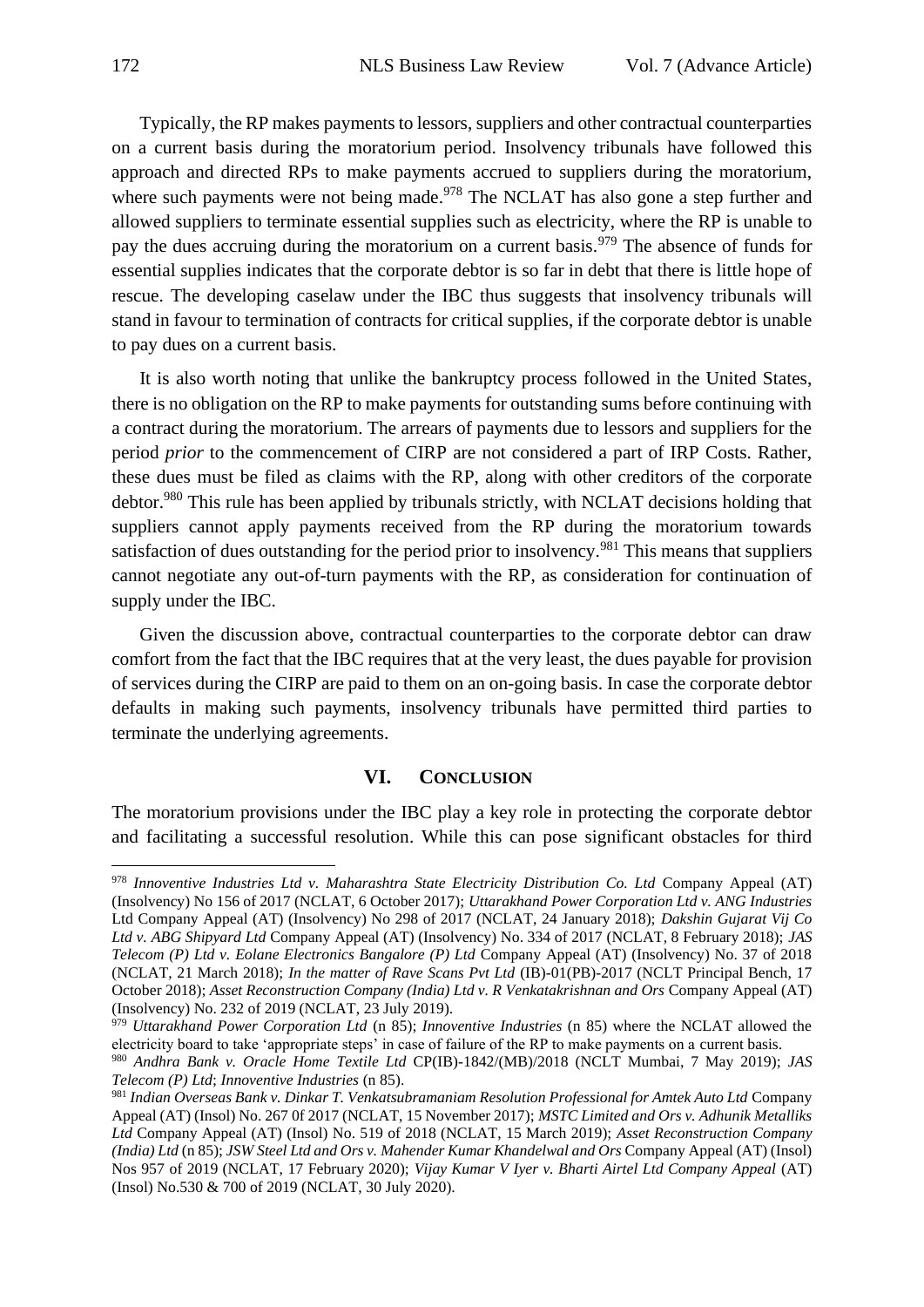Typically, the RP makes payments to lessors, suppliers and other contractual counterparties on a current basis during the moratorium period. Insolvency tribunals have followed this approach and directed RPs to make payments accrued to suppliers during the moratorium, where such payments were not being made.[978] The NCLAT has also gone a step further and allowed suppliers to terminate essential supplies such as electricity, where the RP is unable to pay the dues accruing during the moratorium on a current basis.[979] The absence of funds for essential supplies indicates that the corporate debtor is so far in debt that there is little hope of rescue. The developing caselaw under the IBC thus suggests that insolvency tribunals will stand in favour to termination of contracts for critical supplies, if the corporate debtor is unable to pay dues on a current basis.

It is also worth noting that unlike the bankruptcy process followed in the United States, there is no obligation on the RP to make payments for outstanding sums before continuing with a contract during the moratorium. The arrears of payments due to lessors and suppliers for the period *prior* to the commencement of CIRP are not considered a part of IRP Costs. Rather, these dues must be filed as claims with the RP, along with other creditors of the corporate debtor.[980] This rule has been applied by tribunals strictly, with NCLAT decisions holding that suppliers cannot apply payments received from the RP during the moratorium towards satisfaction of dues outstanding for the period prior to insolvency.[981] This means that suppliers cannot negotiate any out-of-turn payments with the RP, as consideration for continuation of supply under the IBC.

Given the discussion above, contractual counterparties to the corporate debtor can draw comfort from the fact that the IBC requires that at the very least, the dues payable for provision of services during the CIRP are paid to them on an on-going basis. In case the corporate debtor defaults in making such payments, insolvency tribunals have permitted third parties to terminate the underlying agreements.

## VI. Conclusion

The moratorium provisions under the IBC play a key role in protecting the corporate debtor and facilitating a successful resolution. While this can pose significant obstacles for third

---

[978] *Innoventive Industries Ltd v. Maharashtra State Electricity Distribution Co. Ltd* Company Appeal (AT) (Insolvency) No 156 of 2017 (NCLAT, 6 October 2017); *Uttarakhand Power Corporation Ltd v. ANG Industries* Ltd Company Appeal (AT) (Insolvency) No 298 of 2017 (NCLAT, 24 January 2018); *Dakshin Gujarat Vij Co Ltd v. ABG Shipyard Ltd* Company Appeal (AT) (Insolvency) No. 334 of 2017 (NCLAT, 8 February 2018); *JAS Telecom (P) Ltd v. Eolane Electronics Bangalore (P) Ltd* Company Appeal (AT) (Insolvency) No. 37 of 2018 (NCLAT, 21 March 2018); *In the matter of Rave Scans Pvt Ltd* (IB)-01(PB)-2017 (NCLT Principal Bench, 17 October 2018); *Asset Reconstruction Company (India) Ltd v. R Venkatakrishnan and Ors* Company Appeal (AT) (Insolvency) No. 232 of 2019 (NCLAT, 23 July 2019).

[979] *Uttarakhand Power Corporation Ltd* (n 85); *Innoventive Industries* (n 85) where the NCLAT allowed the electricity board to take 'appropriate steps' in case of failure of the RP to make payments on a current basis.

[980] *Andhra Bank v. Oracle Home Textile Ltd* CP(IB)-1842/(MB)/2018 (NCLT Mumbai, 7 May 2019); *JAS Telecom (P) Ltd*; *Innoventive Industries* (n 85).

[981] *Indian Overseas Bank v. Dinkar T. Venkatsubramaniam Resolution Professional for Amtek Auto Ltd* Company Appeal (AT) (Insol) No. 267 0f 2017 (NCLAT, 15 November 2017); *MSTC Limited and Ors v. Adhunik Metalliks Ltd* Company Appeal (AT) (Insol) No. 519 of 2018 (NCLAT, 15 March 2019); *Asset Reconstruction Company (India) Ltd* (n 85); *JSW Steel Ltd and Ors v. Mahender Kumar Khandelwal and Ors* Company Appeal (AT) (Insol) Nos 957 of 2019 (NCLAT, 17 February 2020); *Vijay Kumar V Iyer v. Bharti Airtel Ltd Company Appeal* (AT) (Insol) No.530 & 700 of 2019 (NCLAT, 30 July 2020).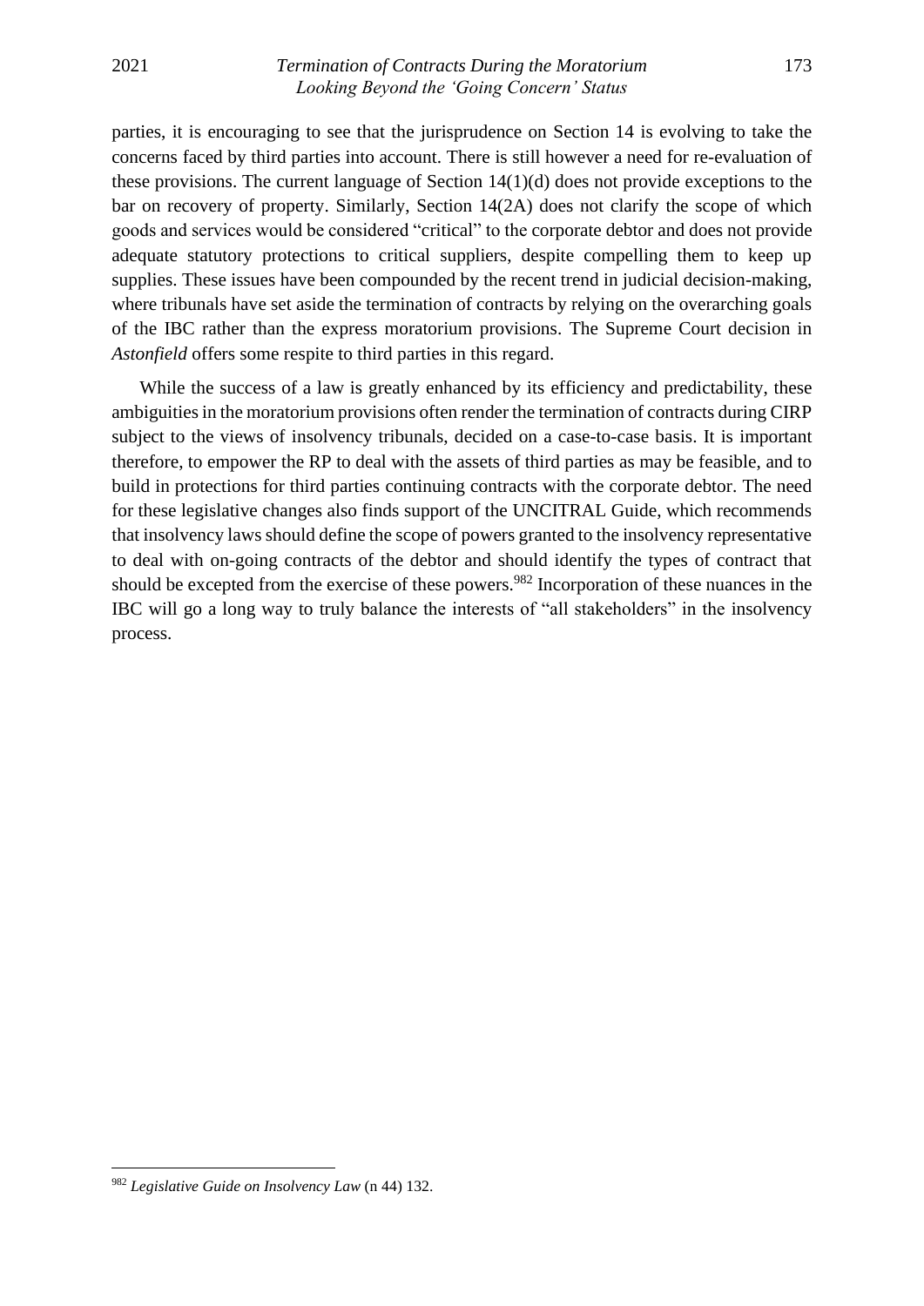parties, it is encouraging to see that the jurisprudence on Section 14 is evolving to take the concerns faced by third parties into account. There is still however a need for re-evaluation of these provisions. The current language of Section 14(1)(d) does not provide exceptions to the bar on recovery of property. Similarly, Section 14(2A) does not clarify the scope of which goods and services would be considered "critical" to the corporate debtor and does not provide adequate statutory protections to critical suppliers, despite compelling them to keep up supplies. These issues have been compounded by the recent trend in judicial decision-making, where tribunals have set aside the termination of contracts by relying on the overarching goals of the IBC rather than the express moratorium provisions. The Supreme Court decision in *Astonfield* offers some respite to third parties in this regard.

While the success of a law is greatly enhanced by its efficiency and predictability, these ambiguities in the moratorium provisions often render the termination of contracts during CIRP subject to the views of insolvency tribunals, decided on a case-to-case basis. It is important therefore, to empower the RP to deal with the assets of third parties as may be feasible, and to build in protections for third parties continuing contracts with the corporate debtor. The need for these legislative changes also finds support of the UNCITRAL Guide, which recommends that insolvency laws should define the scope of powers granted to the insolvency representative to deal with on-going contracts of the debtor and should identify the types of contract that should be excepted from the exercise of these powers.[982] Incorporation of these nuances in the IBC will go a long way to truly balance the interests of "all stakeholders" in the insolvency process.

[982] *Legislative Guide on Insolvency Law* (n 44) 132.